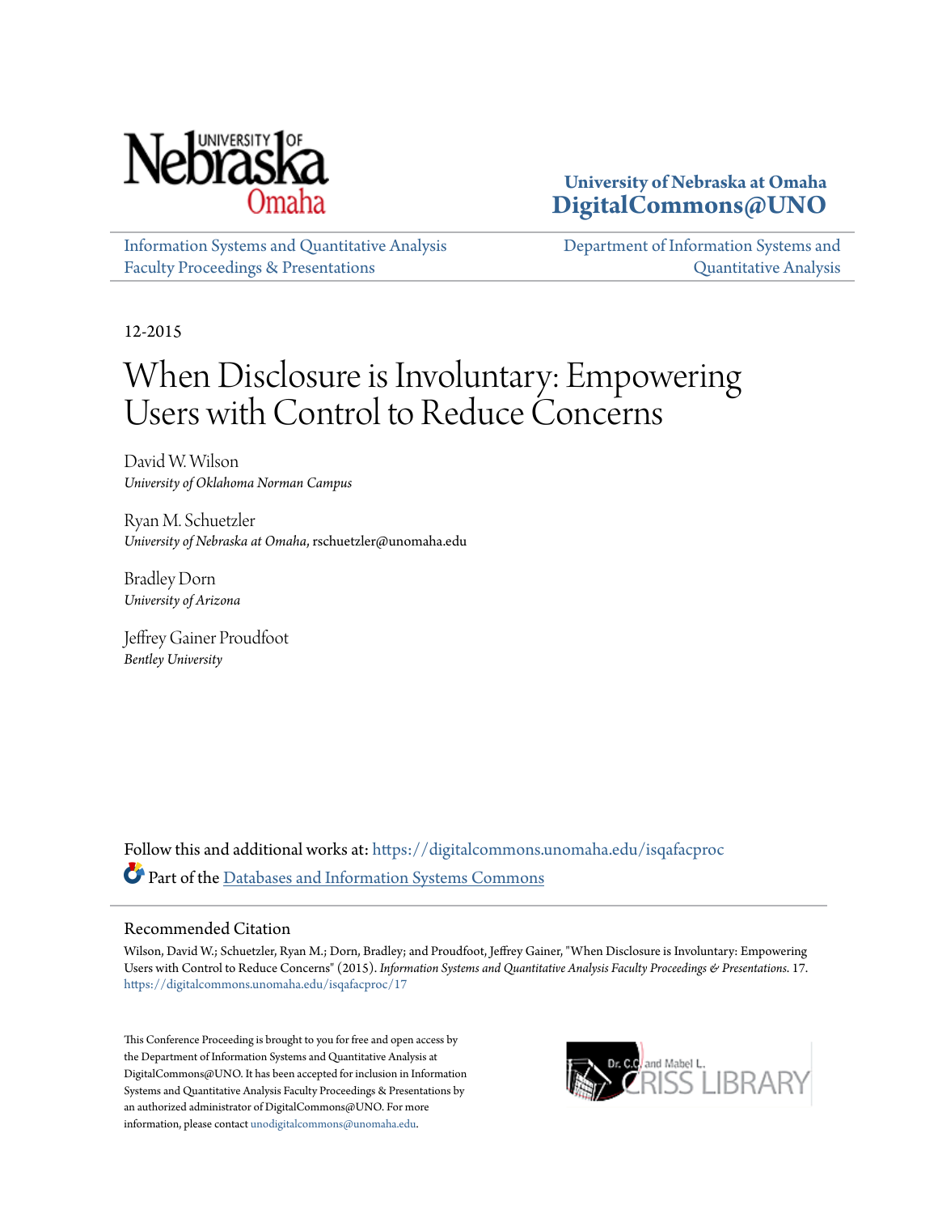University of Nebraska at Omaha
DigitalCommons@UNO

Information Systems and Quantitative Analysis Faculty Proceedings & Presentations

Department of Information Systems and Quantitative Analysis

12-2015

# When Disclosure is Involuntary: Empowering Users with Control to Reduce Concerns

David W. Wilson
*University of Oklahoma Norman Campus*

Ryan M. Schuetzler
*University of Nebraska at Omaha*, rschuetzler@unomaha.edu

Bradley Dorn
*University of Arizona*

Jeffrey Gainer Proudfoot
*Bentley University*

Follow this and additional works at: https://digitalcommons.unomaha.edu/isqafacproc

Part of the Databases and Information Systems Commons

## Recommended Citation

Wilson, David W.; Schuetzler, Ryan M.; Dorn, Bradley; and Proudfoot, Jeffrey Gainer, "When Disclosure is Involuntary: Empowering Users with Control to Reduce Concerns" (2015). *Information Systems and Quantitative Analysis Faculty Proceedings & Presentations*. 17.
https://digitalcommons.unomaha.edu/isqafacproc/17

This Conference Proceeding is brought to you for free and open access by the Department of Information Systems and Quantitative Analysis at DigitalCommons@UNO. It has been accepted for inclusion in Information Systems and Quantitative Analysis Faculty Proceedings & Presentations by an authorized administrator of DigitalCommons@UNO. For more information, please contact unodigitalcommons@unomaha.edu.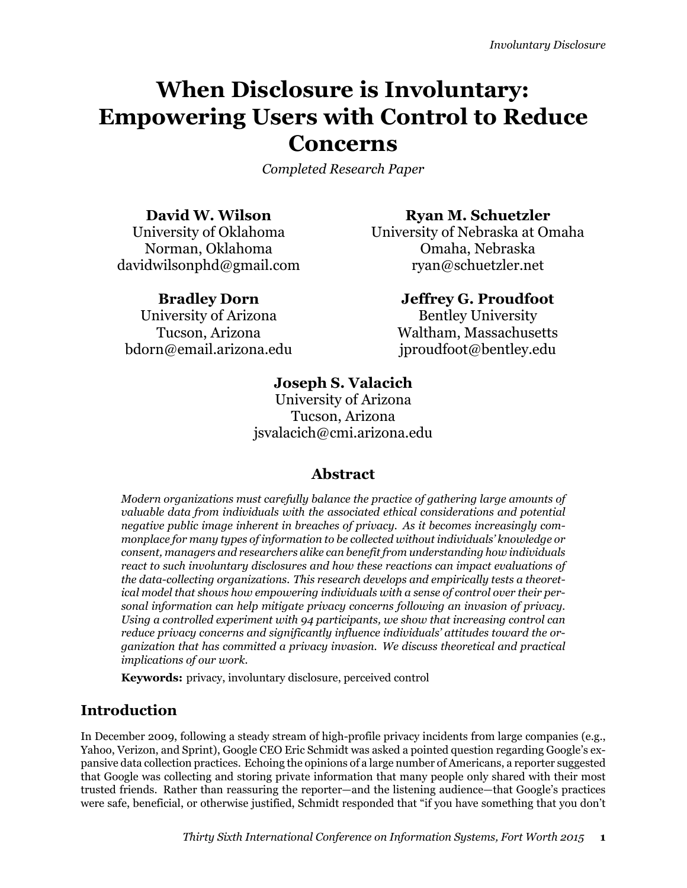# When Disclosure is Involuntary: Empowering Users with Control to Reduce Concerns

*Completed Research Paper*

**David W. Wilson**
University of Oklahoma
Norman, Oklahoma
davidwilsonphd@gmail.com

**Ryan M. Schuetzler**
University of Nebraska at Omaha
Omaha, Nebraska
ryan@schuetzler.net

**Bradley Dorn**
University of Arizona
Tucson, Arizona
bdorn@email.arizona.edu

**Jeffrey G. Proudfoot**
Bentley University
Waltham, Massachusetts
jproudfoot@bentley.edu

**Joseph S. Valacich**
University of Arizona
Tucson, Arizona
jsvalacich@cmi.arizona.edu

## Abstract

*Modern organizations must carefully balance the practice of gathering large amounts of valuable data from individuals with the associated ethical considerations and potential negative public image inherent in breaches of privacy. As it becomes increasingly commonplace for many types of information to be collected without individuals' knowledge or consent, managers and researchers alike can benefit from understanding how individuals react to such involuntary disclosures and how these reactions can impact evaluations of the data-collecting organizations. This research develops and empirically tests a theoretical model that shows how empowering individuals with a sense of control over their personal information can help mitigate privacy concerns following an invasion of privacy. Using a controlled experiment with 94 participants, we show that increasing control can reduce privacy concerns and significantly influence individuals' attitudes toward the organization that has committed a privacy invasion. We discuss theoretical and practical implications of our work.*

**Keywords:** privacy, involuntary disclosure, perceived control

## Introduction

In December 2009, following a steady stream of high-profile privacy incidents from large companies (e.g., Yahoo, Verizon, and Sprint), Google CEO Eric Schmidt was asked a pointed question regarding Google's expansive data collection practices. Echoing the opinions of a large number of Americans, a reporter suggested that Google was collecting and storing private information that many people only shared with their most trusted friends. Rather than reassuring the reporter—and the listening audience—that Google's practices were safe, beneficial, or otherwise justified, Schmidt responded that "if you have something that you don't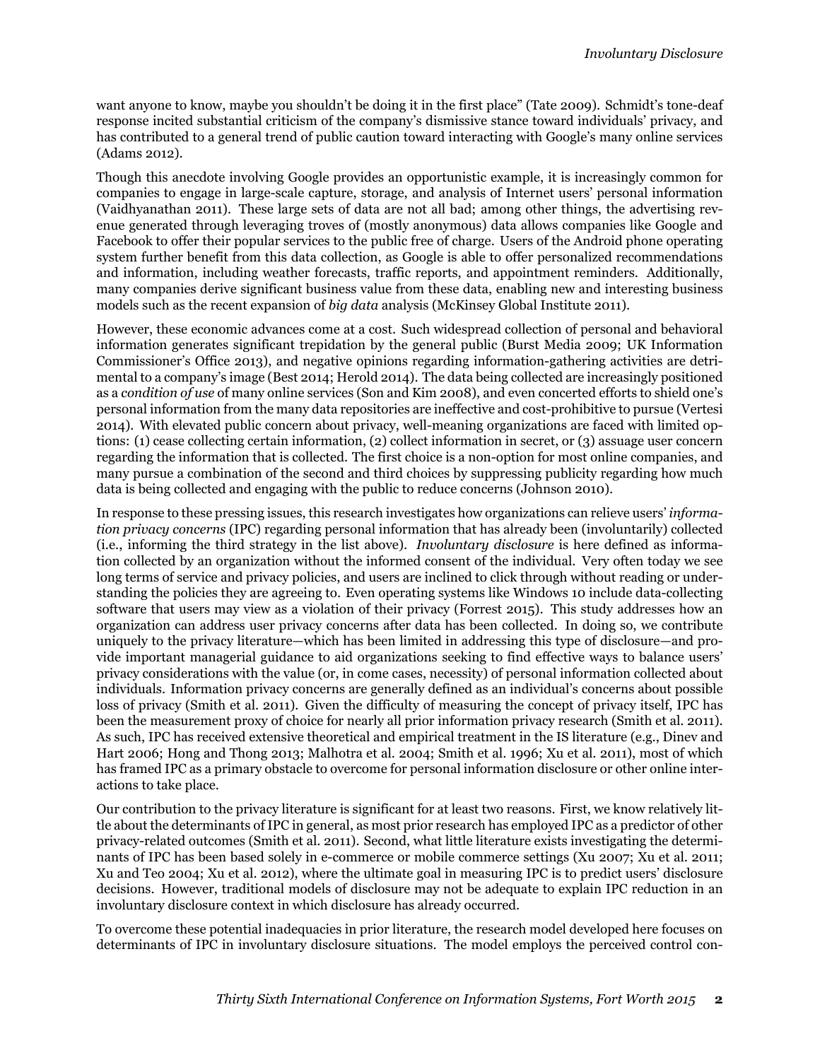want anyone to know, maybe you shouldn't be doing it in the first place" (Tate 2009). Schmidt's tone-deaf response incited substantial criticism of the company's dismissive stance toward individuals' privacy, and has contributed to a general trend of public caution toward interacting with Google's many online services (Adams 2012).

Though this anecdote involving Google provides an opportunistic example, it is increasingly common for companies to engage in large-scale capture, storage, and analysis of Internet users' personal information (Vaidhyanathan 2011). These large sets of data are not all bad; among other things, the advertising revenue generated through leveraging troves of (mostly anonymous) data allows companies like Google and Facebook to offer their popular services to the public free of charge. Users of the Android phone operating system further benefit from this data collection, as Google is able to offer personalized recommendations and information, including weather forecasts, traffic reports, and appointment reminders. Additionally, many companies derive significant business value from these data, enabling new and interesting business models such as the recent expansion of *big data* analysis (McKinsey Global Institute 2011).

However, these economic advances come at a cost. Such widespread collection of personal and behavioral information generates significant trepidation by the general public (Burst Media 2009; UK Information Commissioner's Office 2013), and negative opinions regarding information-gathering activities are detrimental to a company's image (Best 2014; Herold 2014). The data being collected are increasingly positioned as a *condition of use* of many online services (Son and Kim 2008), and even concerted efforts to shield one's personal information from the many data repositories are ineffective and cost-prohibitive to pursue (Vertesi 2014). With elevated public concern about privacy, well-meaning organizations are faced with limited options: (1) cease collecting certain information, (2) collect information in secret, or (3) assuage user concern regarding the information that is collected. The first choice is a non-option for most online companies, and many pursue a combination of the second and third choices by suppressing publicity regarding how much data is being collected and engaging with the public to reduce concerns (Johnson 2010).

In response to these pressing issues, this research investigates how organizations can relieve users' *information privacy concerns* (IPC) regarding personal information that has already been (involuntarily) collected (i.e., informing the third strategy in the list above). *Involuntary disclosure* is here defined as information collected by an organization without the informed consent of the individual. Very often today we see long terms of service and privacy policies, and users are inclined to click through without reading or understanding the policies they are agreeing to. Even operating systems like Windows 10 include data-collecting software that users may view as a violation of their privacy (Forrest 2015). This study addresses how an organization can address user privacy concerns after data has been collected. In doing so, we contribute uniquely to the privacy literature—which has been limited in addressing this type of disclosure—and provide important managerial guidance to aid organizations seeking to find effective ways to balance users' privacy considerations with the value (or, in come cases, necessity) of personal information collected about individuals. Information privacy concerns are generally defined as an individual's concerns about possible loss of privacy (Smith et al. 2011). Given the difficulty of measuring the concept of privacy itself, IPC has been the measurement proxy of choice for nearly all prior information privacy research (Smith et al. 2011). As such, IPC has received extensive theoretical and empirical treatment in the IS literature (e.g., Dinev and Hart 2006; Hong and Thong 2013; Malhotra et al. 2004; Smith et al. 1996; Xu et al. 2011), most of which has framed IPC as a primary obstacle to overcome for personal information disclosure or other online interactions to take place.

Our contribution to the privacy literature is significant for at least two reasons. First, we know relatively little about the determinants of IPC in general, as most prior research has employed IPC as a predictor of other privacy-related outcomes (Smith et al. 2011). Second, what little literature exists investigating the determinants of IPC has been based solely in e-commerce or mobile commerce settings (Xu 2007; Xu et al. 2011; Xu and Teo 2004; Xu et al. 2012), where the ultimate goal in measuring IPC is to predict users' disclosure decisions. However, traditional models of disclosure may not be adequate to explain IPC reduction in an involuntary disclosure context in which disclosure has already occurred.

To overcome these potential inadequacies in prior literature, the research model developed here focuses on determinants of IPC in involuntary disclosure situations. The model employs the perceived control con-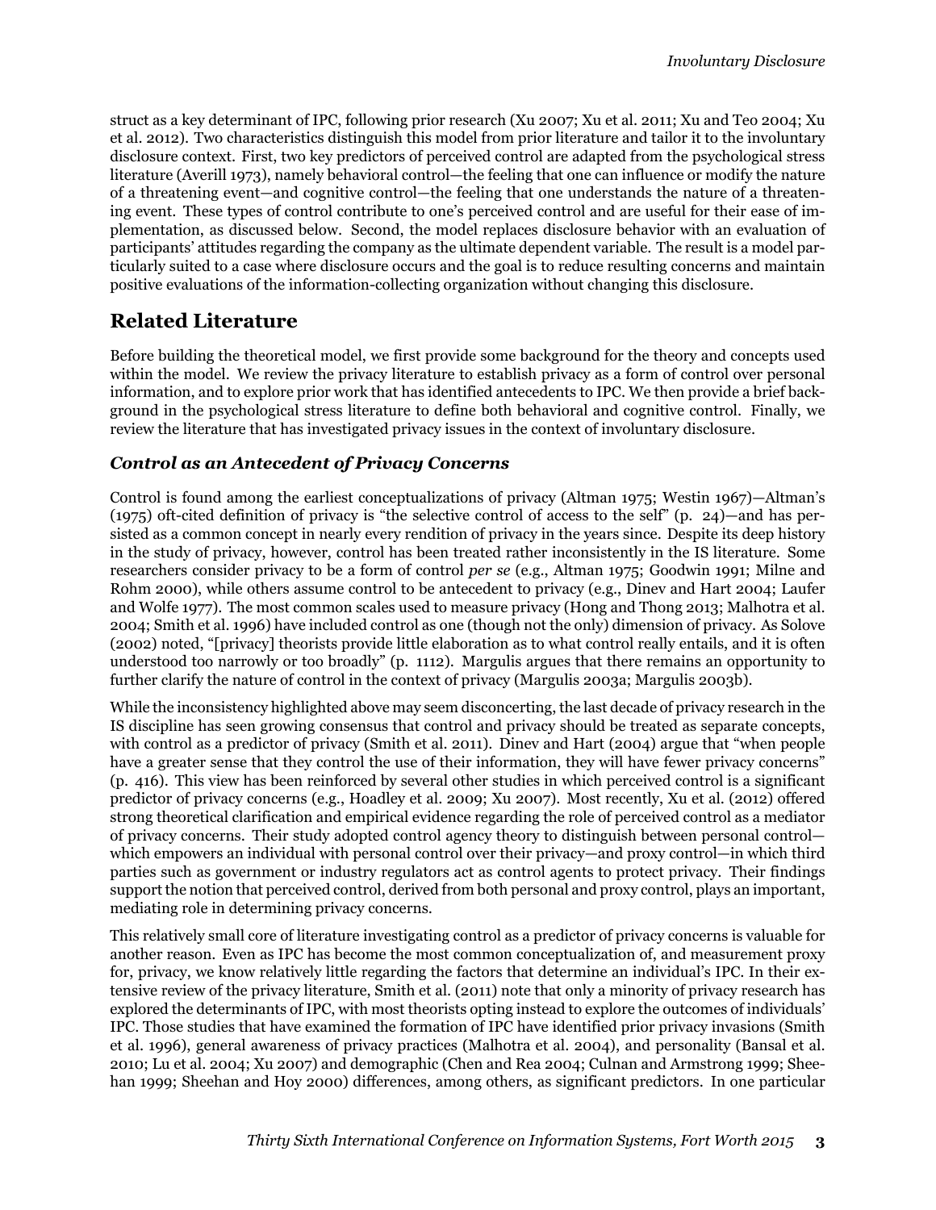struct as a key determinant of IPC, following prior research (Xu 2007; Xu et al. 2011; Xu and Teo 2004; Xu et al. 2012). Two characteristics distinguish this model from prior literature and tailor it to the involuntary disclosure context. First, two key predictors of perceived control are adapted from the psychological stress literature (Averill 1973), namely behavioral control—the feeling that one can influence or modify the nature of a threatening event—and cognitive control—the feeling that one understands the nature of a threatening event. These types of control contribute to one's perceived control and are useful for their ease of implementation, as discussed below. Second, the model replaces disclosure behavior with an evaluation of participants' attitudes regarding the company as the ultimate dependent variable. The result is a model particularly suited to a case where disclosure occurs and the goal is to reduce resulting concerns and maintain positive evaluations of the information-collecting organization without changing this disclosure.

## Related Literature

Before building the theoretical model, we first provide some background for the theory and concepts used within the model. We review the privacy literature to establish privacy as a form of control over personal information, and to explore prior work that has identified antecedents to IPC. We then provide a brief background in the psychological stress literature to define both behavioral and cognitive control. Finally, we review the literature that has investigated privacy issues in the context of involuntary disclosure.

### *Control as an Antecedent of Privacy Concerns*

Control is found among the earliest conceptualizations of privacy (Altman 1975; Westin 1967)—Altman's (1975) oft-cited definition of privacy is "the selective control of access to the self" (p. 24)—and has persisted as a common concept in nearly every rendition of privacy in the years since. Despite its deep history in the study of privacy, however, control has been treated rather inconsistently in the IS literature. Some researchers consider privacy to be a form of control *per se* (e.g., Altman 1975; Goodwin 1991; Milne and Rohm 2000), while others assume control to be antecedent to privacy (e.g., Dinev and Hart 2004; Laufer and Wolfe 1977). The most common scales used to measure privacy (Hong and Thong 2013; Malhotra et al. 2004; Smith et al. 1996) have included control as one (though not the only) dimension of privacy. As Solove (2002) noted, "[privacy] theorists provide little elaboration as to what control really entails, and it is often understood too narrowly or too broadly" (p. 1112). Margulis argues that there remains an opportunity to further clarify the nature of control in the context of privacy (Margulis 2003a; Margulis 2003b).

While the inconsistency highlighted above may seem disconcerting, the last decade of privacy research in the IS discipline has seen growing consensus that control and privacy should be treated as separate concepts, with control as a predictor of privacy (Smith et al. 2011). Dinev and Hart (2004) argue that "when people have a greater sense that they control the use of their information, they will have fewer privacy concerns" (p. 416). This view has been reinforced by several other studies in which perceived control is a significant predictor of privacy concerns (e.g., Hoadley et al. 2009; Xu 2007). Most recently, Xu et al. (2012) offered strong theoretical clarification and empirical evidence regarding the role of perceived control as a mediator of privacy concerns. Their study adopted control agency theory to distinguish between personal control—which empowers an individual with personal control over their privacy—and proxy control—in which third parties such as government or industry regulators act as control agents to protect privacy. Their findings support the notion that perceived control, derived from both personal and proxy control, plays an important, mediating role in determining privacy concerns.

This relatively small core of literature investigating control as a predictor of privacy concerns is valuable for another reason. Even as IPC has become the most common conceptualization of, and measurement proxy for, privacy, we know relatively little regarding the factors that determine an individual's IPC. In their extensive review of the privacy literature, Smith et al. (2011) note that only a minority of privacy research has explored the determinants of IPC, with most theorists opting instead to explore the outcomes of individuals' IPC. Those studies that have examined the formation of IPC have identified prior privacy invasions (Smith et al. 1996), general awareness of privacy practices (Malhotra et al. 2004), and personality (Bansal et al. 2010; Lu et al. 2004; Xu 2007) and demographic (Chen and Rea 2004; Culnan and Armstrong 1999; Sheehan 1999; Sheehan and Hoy 2000) differences, among others, as significant predictors. In one particular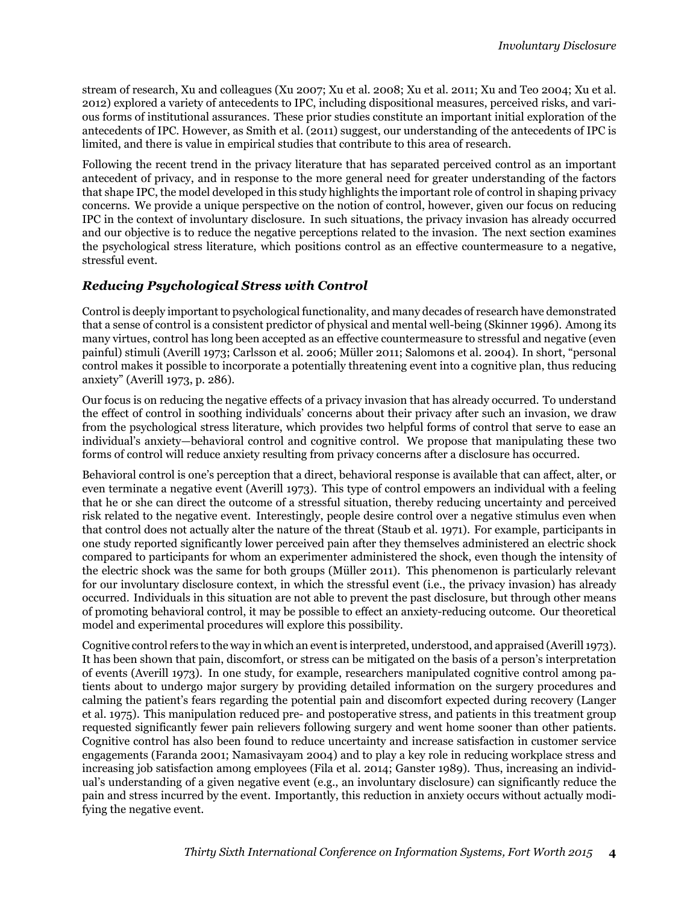stream of research, Xu and colleagues (Xu 2007; Xu et al. 2008; Xu et al. 2011; Xu and Teo 2004; Xu et al. 2012) explored a variety of antecedents to IPC, including dispositional measures, perceived risks, and various forms of institutional assurances. These prior studies constitute an important initial exploration of the antecedents of IPC. However, as Smith et al. (2011) suggest, our understanding of the antecedents of IPC is limited, and there is value in empirical studies that contribute to this area of research.

Following the recent trend in the privacy literature that has separated perceived control as an important antecedent of privacy, and in response to the more general need for greater understanding of the factors that shape IPC, the model developed in this study highlights the important role of control in shaping privacy concerns. We provide a unique perspective on the notion of control, however, given our focus on reducing IPC in the context of involuntary disclosure. In such situations, the privacy invasion has already occurred and our objective is to reduce the negative perceptions related to the invasion. The next section examines the psychological stress literature, which positions control as an effective countermeasure to a negative, stressful event.

### *Reducing Psychological Stress with Control*

Control is deeply important to psychological functionality, and many decades of research have demonstrated that a sense of control is a consistent predictor of physical and mental well-being (Skinner 1996). Among its many virtues, control has long been accepted as an effective countermeasure to stressful and negative (even painful) stimuli (Averill 1973; Carlsson et al. 2006; Müller 2011; Salomons et al. 2004). In short, "personal control makes it possible to incorporate a potentially threatening event into a cognitive plan, thus reducing anxiety" (Averill 1973, p. 286).

Our focus is on reducing the negative effects of a privacy invasion that has already occurred. To understand the effect of control in soothing individuals' concerns about their privacy after such an invasion, we draw from the psychological stress literature, which provides two helpful forms of control that serve to ease an individual's anxiety—behavioral control and cognitive control. We propose that manipulating these two forms of control will reduce anxiety resulting from privacy concerns after a disclosure has occurred.

Behavioral control is one's perception that a direct, behavioral response is available that can affect, alter, or even terminate a negative event (Averill 1973). This type of control empowers an individual with a feeling that he or she can direct the outcome of a stressful situation, thereby reducing uncertainty and perceived risk related to the negative event. Interestingly, people desire control over a negative stimulus even when that control does not actually alter the nature of the threat (Staub et al. 1971). For example, participants in one study reported significantly lower perceived pain after they themselves administered an electric shock compared to participants for whom an experimenter administered the shock, even though the intensity of the electric shock was the same for both groups (Müller 2011). This phenomenon is particularly relevant for our involuntary disclosure context, in which the stressful event (i.e., the privacy invasion) has already occurred. Individuals in this situation are not able to prevent the past disclosure, but through other means of promoting behavioral control, it may be possible to effect an anxiety-reducing outcome. Our theoretical model and experimental procedures will explore this possibility.

Cognitive control refers to the way in which an event is interpreted, understood, and appraised (Averill 1973). It has been shown that pain, discomfort, or stress can be mitigated on the basis of a person's interpretation of events (Averill 1973). In one study, for example, researchers manipulated cognitive control among patients about to undergo major surgery by providing detailed information on the surgery procedures and calming the patient's fears regarding the potential pain and discomfort expected during recovery (Langer et al. 1975). This manipulation reduced pre- and postoperative stress, and patients in this treatment group requested significantly fewer pain relievers following surgery and went home sooner than other patients. Cognitive control has also been found to reduce uncertainty and increase satisfaction in customer service engagements (Faranda 2001; Namasivayam 2004) and to play a key role in reducing workplace stress and increasing job satisfaction among employees (Fila et al. 2014; Ganster 1989). Thus, increasing an individual's understanding of a given negative event (e.g., an involuntary disclosure) can significantly reduce the pain and stress incurred by the event. Importantly, this reduction in anxiety occurs without actually modifying the negative event.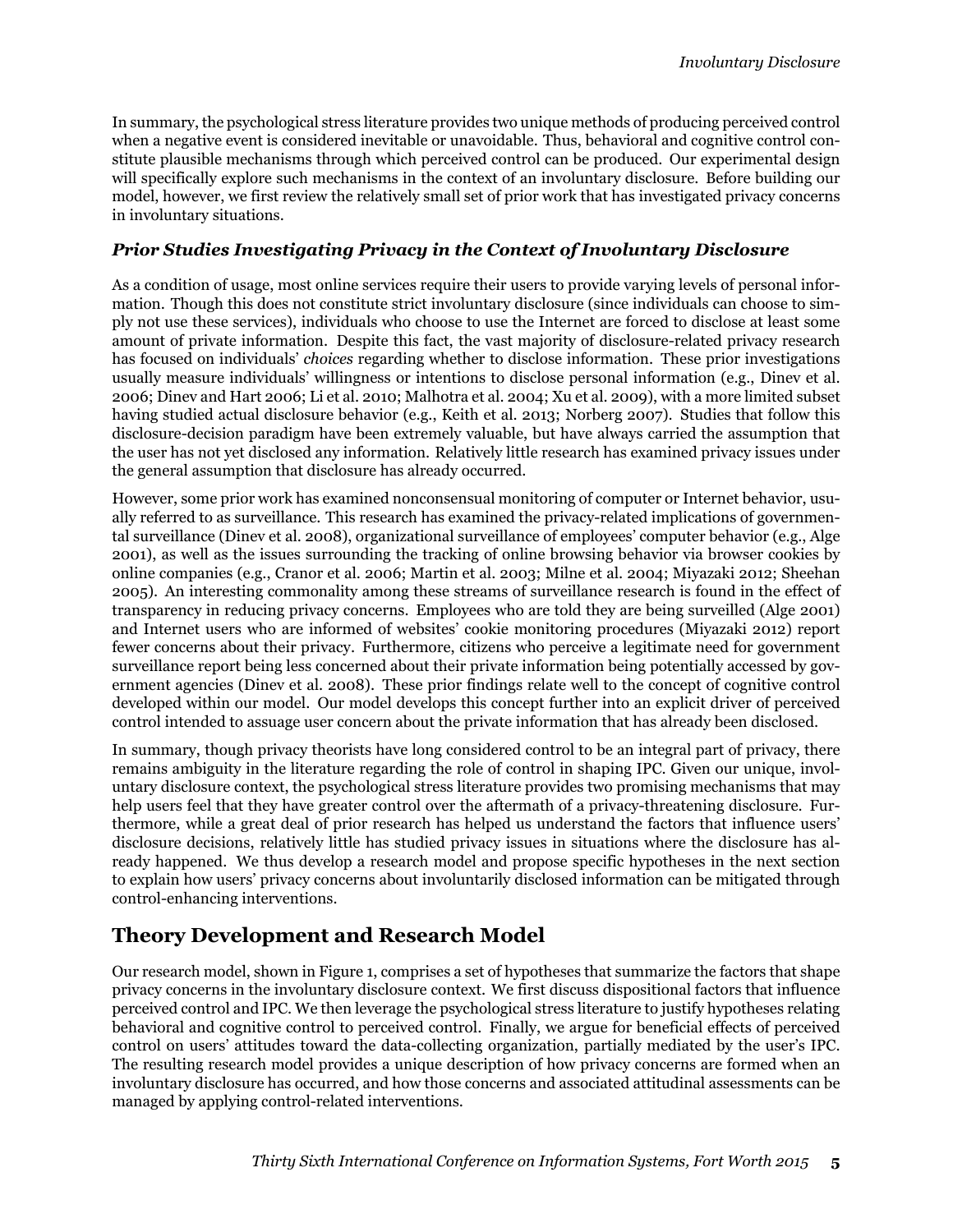In summary, the psychological stress literature provides two unique methods of producing perceived control when a negative event is considered inevitable or unavoidable. Thus, behavioral and cognitive control constitute plausible mechanisms through which perceived control can be produced. Our experimental design will specifically explore such mechanisms in the context of an involuntary disclosure. Before building our model, however, we first review the relatively small set of prior work that has investigated privacy concerns in involuntary situations.

### *Prior Studies Investigating Privacy in the Context of Involuntary Disclosure*

As a condition of usage, most online services require their users to provide varying levels of personal information. Though this does not constitute strict involuntary disclosure (since individuals can choose to simply not use these services), individuals who choose to use the Internet are forced to disclose at least some amount of private information. Despite this fact, the vast majority of disclosure-related privacy research has focused on individuals' *choices* regarding whether to disclose information. These prior investigations usually measure individuals' willingness or intentions to disclose personal information (e.g., Dinev et al. 2006; Dinev and Hart 2006; Li et al. 2010; Malhotra et al. 2004; Xu et al. 2009), with a more limited subset having studied actual disclosure behavior (e.g., Keith et al. 2013; Norberg 2007). Studies that follow this disclosure-decision paradigm have been extremely valuable, but have always carried the assumption that the user has not yet disclosed any information. Relatively little research has examined privacy issues under the general assumption that disclosure has already occurred.

However, some prior work has examined nonconsensual monitoring of computer or Internet behavior, usually referred to as surveillance. This research has examined the privacy-related implications of governmental surveillance (Dinev et al. 2008), organizational surveillance of employees' computer behavior (e.g., Alge 2001), as well as the issues surrounding the tracking of online browsing behavior via browser cookies by online companies (e.g., Cranor et al. 2006; Martin et al. 2003; Milne et al. 2004; Miyazaki 2012; Sheehan 2005). An interesting commonality among these streams of surveillance research is found in the effect of transparency in reducing privacy concerns. Employees who are told they are being surveilled (Alge 2001) and Internet users who are informed of websites' cookie monitoring procedures (Miyazaki 2012) report fewer concerns about their privacy. Furthermore, citizens who perceive a legitimate need for government surveillance report being less concerned about their private information being potentially accessed by government agencies (Dinev et al. 2008). These prior findings relate well to the concept of cognitive control developed within our model. Our model develops this concept further into an explicit driver of perceived control intended to assuage user concern about the private information that has already been disclosed.

In summary, though privacy theorists have long considered control to be an integral part of privacy, there remains ambiguity in the literature regarding the role of control in shaping IPC. Given our unique, involuntary disclosure context, the psychological stress literature provides two promising mechanisms that may help users feel that they have greater control over the aftermath of a privacy-threatening disclosure. Furthermore, while a great deal of prior research has helped us understand the factors that influence users' disclosure decisions, relatively little has studied privacy issues in situations where the disclosure has already happened. We thus develop a research model and propose specific hypotheses in the next section to explain how users' privacy concerns about involuntarily disclosed information can be mitigated through control-enhancing interventions.

## Theory Development and Research Model

Our research model, shown in Figure 1, comprises a set of hypotheses that summarize the factors that shape privacy concerns in the involuntary disclosure context. We first discuss dispositional factors that influence perceived control and IPC. We then leverage the psychological stress literature to justify hypotheses relating behavioral and cognitive control to perceived control. Finally, we argue for beneficial effects of perceived control on users' attitudes toward the data-collecting organization, partially mediated by the user's IPC. The resulting research model provides a unique description of how privacy concerns are formed when an involuntary disclosure has occurred, and how those concerns and associated attitudinal assessments can be managed by applying control-related interventions.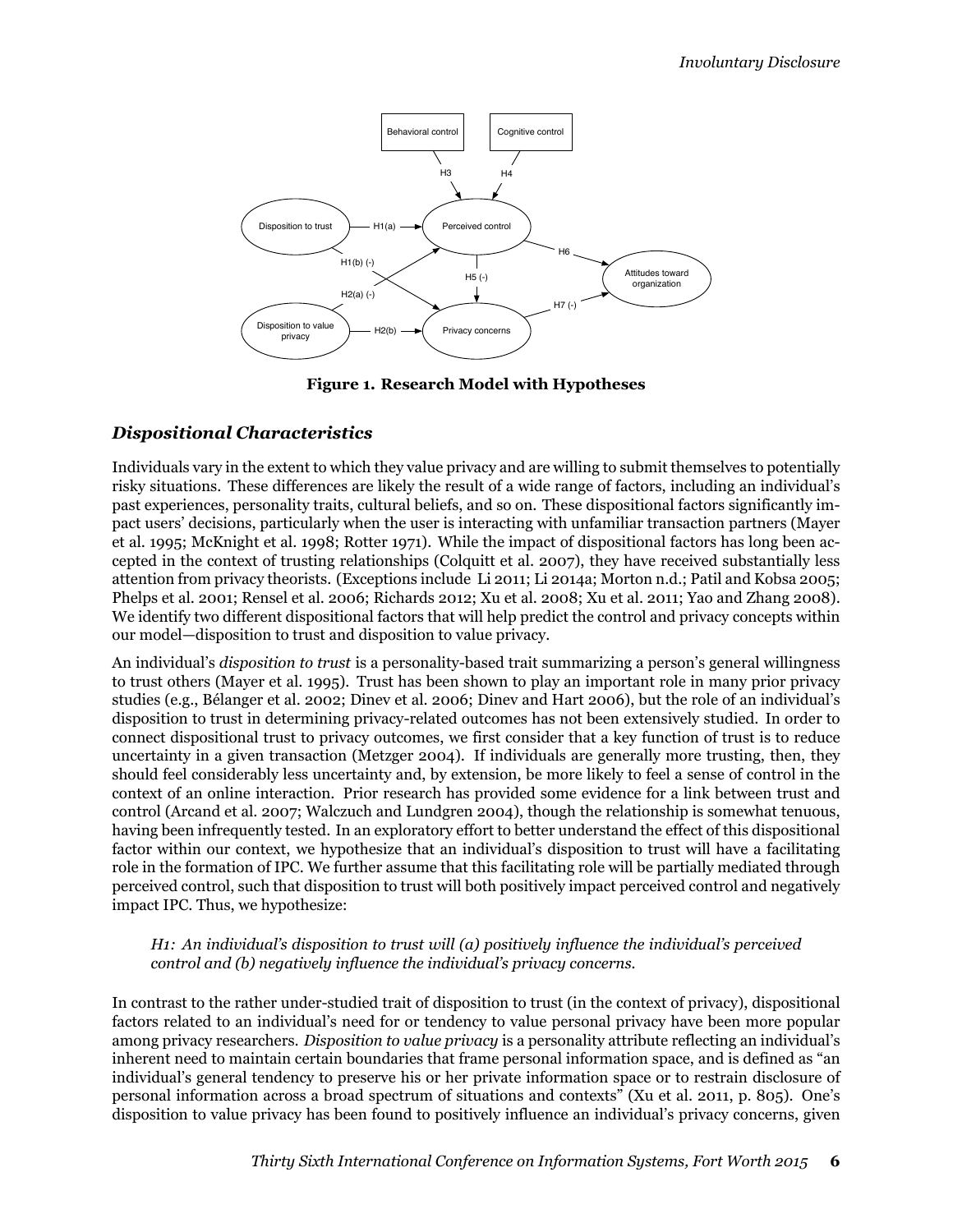**Figure 1. Research Model with Hypotheses**

### *Dispositional Characteristics*

Individuals vary in the extent to which they value privacy and are willing to submit themselves to potentially risky situations. These differences are likely the result of a wide range of factors, including an individual's past experiences, personality traits, cultural beliefs, and so on. These dispositional factors significantly impact users' decisions, particularly when the user is interacting with unfamiliar transaction partners (Mayer et al. 1995; McKnight et al. 1998; Rotter 1971). While the impact of dispositional factors has long been accepted in the context of trusting relationships (Colquitt et al. 2007), they have received substantially less attention from privacy theorists. (Exceptions include Li 2011; Li 2014a; Morton n.d.; Patil and Kobsa 2005; Phelps et al. 2001; Rensel et al. 2006; Richards 2012; Xu et al. 2008; Xu et al. 2011; Yao and Zhang 2008). We identify two different dispositional factors that will help predict the control and privacy concepts within our model—disposition to trust and disposition to value privacy.

An individual's *disposition to trust* is a personality-based trait summarizing a person's general willingness to trust others (Mayer et al. 1995). Trust has been shown to play an important role in many prior privacy studies (e.g., Bélanger et al. 2002; Dinev et al. 2006; Dinev and Hart 2006), but the role of an individual's disposition to trust in determining privacy-related outcomes has not been extensively studied. In order to connect dispositional trust to privacy outcomes, we first consider that a key function of trust is to reduce uncertainty in a given transaction (Metzger 2004). If individuals are generally more trusting, then, they should feel considerably less uncertainty and, by extension, be more likely to feel a sense of control in the context of an online interaction. Prior research has provided some evidence for a link between trust and control (Arcand et al. 2007; Walczuch and Lundgren 2004), though the relationship is somewhat tenuous, having been infrequently tested. In an exploratory effort to better understand the effect of this dispositional factor within our context, we hypothesize that an individual's disposition to trust will have a facilitating role in the formation of IPC. We further assume that this facilitating role will be partially mediated through perceived control, such that disposition to trust will both positively impact perceived control and negatively impact IPC. Thus, we hypothesize:

*H1: An individual's disposition to trust will (a) positively influence the individual's perceived control and (b) negatively influence the individual's privacy concerns.*

In contrast to the rather under-studied trait of disposition to trust (in the context of privacy), dispositional factors related to an individual's need for or tendency to value personal privacy have been more popular among privacy researchers. *Disposition to value privacy* is a personality attribute reflecting an individual's inherent need to maintain certain boundaries that frame personal information space, and is defined as "an individual's general tendency to preserve his or her private information space or to restrain disclosure of personal information across a broad spectrum of situations and contexts" (Xu et al. 2011, p. 805). One's disposition to value privacy has been found to positively influence an individual's privacy concerns, given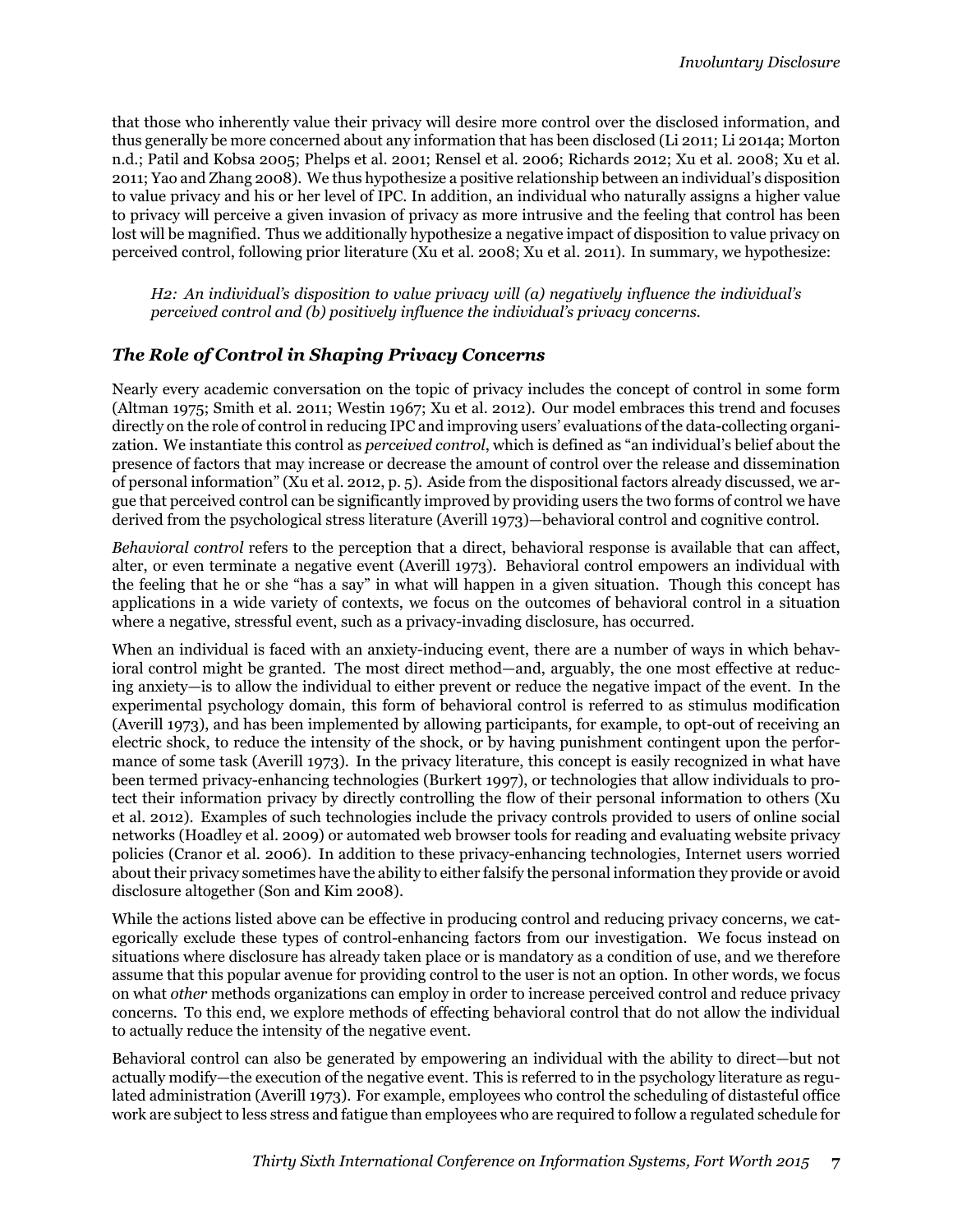that those who inherently value their privacy will desire more control over the disclosed information, and thus generally be more concerned about any information that has been disclosed (Li 2011; Li 2014a; Morton n.d.; Patil and Kobsa 2005; Phelps et al. 2001; Rensel et al. 2006; Richards 2012; Xu et al. 2008; Xu et al. 2011; Yao and Zhang 2008). We thus hypothesize a positive relationship between an individual's disposition to value privacy and his or her level of IPC. In addition, an individual who naturally assigns a higher value to privacy will perceive a given invasion of privacy as more intrusive and the feeling that control has been lost will be magnified. Thus we additionally hypothesize a negative impact of disposition to value privacy on perceived control, following prior literature (Xu et al. 2008; Xu et al. 2011). In summary, we hypothesize:

> *H2: An individual's disposition to value privacy will (a) negatively influence the individual's perceived control and (b) positively influence the individual's privacy concerns.*

### *The Role of Control in Shaping Privacy Concerns*

Nearly every academic conversation on the topic of privacy includes the concept of control in some form (Altman 1975; Smith et al. 2011; Westin 1967; Xu et al. 2012). Our model embraces this trend and focuses directly on the role of control in reducing IPC and improving users' evaluations of the data-collecting organization. We instantiate this control as *perceived control*, which is defined as "an individual's belief about the presence of factors that may increase or decrease the amount of control over the release and dissemination of personal information" (Xu et al. 2012, p. 5). Aside from the dispositional factors already discussed, we argue that perceived control can be significantly improved by providing users the two forms of control we have derived from the psychological stress literature (Averill 1973)—behavioral control and cognitive control.

*Behavioral control* refers to the perception that a direct, behavioral response is available that can affect, alter, or even terminate a negative event (Averill 1973). Behavioral control empowers an individual with the feeling that he or she "has a say" in what will happen in a given situation. Though this concept has applications in a wide variety of contexts, we focus on the outcomes of behavioral control in a situation where a negative, stressful event, such as a privacy-invading disclosure, has occurred.

When an individual is faced with an anxiety-inducing event, there are a number of ways in which behavioral control might be granted. The most direct method—and, arguably, the one most effective at reducing anxiety—is to allow the individual to either prevent or reduce the negative impact of the event. In the experimental psychology domain, this form of behavioral control is referred to as stimulus modification (Averill 1973), and has been implemented by allowing participants, for example, to opt-out of receiving an electric shock, to reduce the intensity of the shock, or by having punishment contingent upon the performance of some task (Averill 1973). In the privacy literature, this concept is easily recognized in what have been termed privacy-enhancing technologies (Burkert 1997), or technologies that allow individuals to protect their information privacy by directly controlling the flow of their personal information to others (Xu et al. 2012). Examples of such technologies include the privacy controls provided to users of online social networks (Hoadley et al. 2009) or automated web browser tools for reading and evaluating website privacy policies (Cranor et al. 2006). In addition to these privacy-enhancing technologies, Internet users worried about their privacy sometimes have the ability to either falsify the personal information they provide or avoid disclosure altogether (Son and Kim 2008).

While the actions listed above can be effective in producing control and reducing privacy concerns, we categorically exclude these types of control-enhancing factors from our investigation. We focus instead on situations where disclosure has already taken place or is mandatory as a condition of use, and we therefore assume that this popular avenue for providing control to the user is not an option. In other words, we focus on what *other* methods organizations can employ in order to increase perceived control and reduce privacy concerns. To this end, we explore methods of effecting behavioral control that do not allow the individual to actually reduce the intensity of the negative event.

Behavioral control can also be generated by empowering an individual with the ability to direct—but not actually modify—the execution of the negative event. This is referred to in the psychology literature as regulated administration (Averill 1973). For example, employees who control the scheduling of distasteful office work are subject to less stress and fatigue than employees who are required to follow a regulated schedule for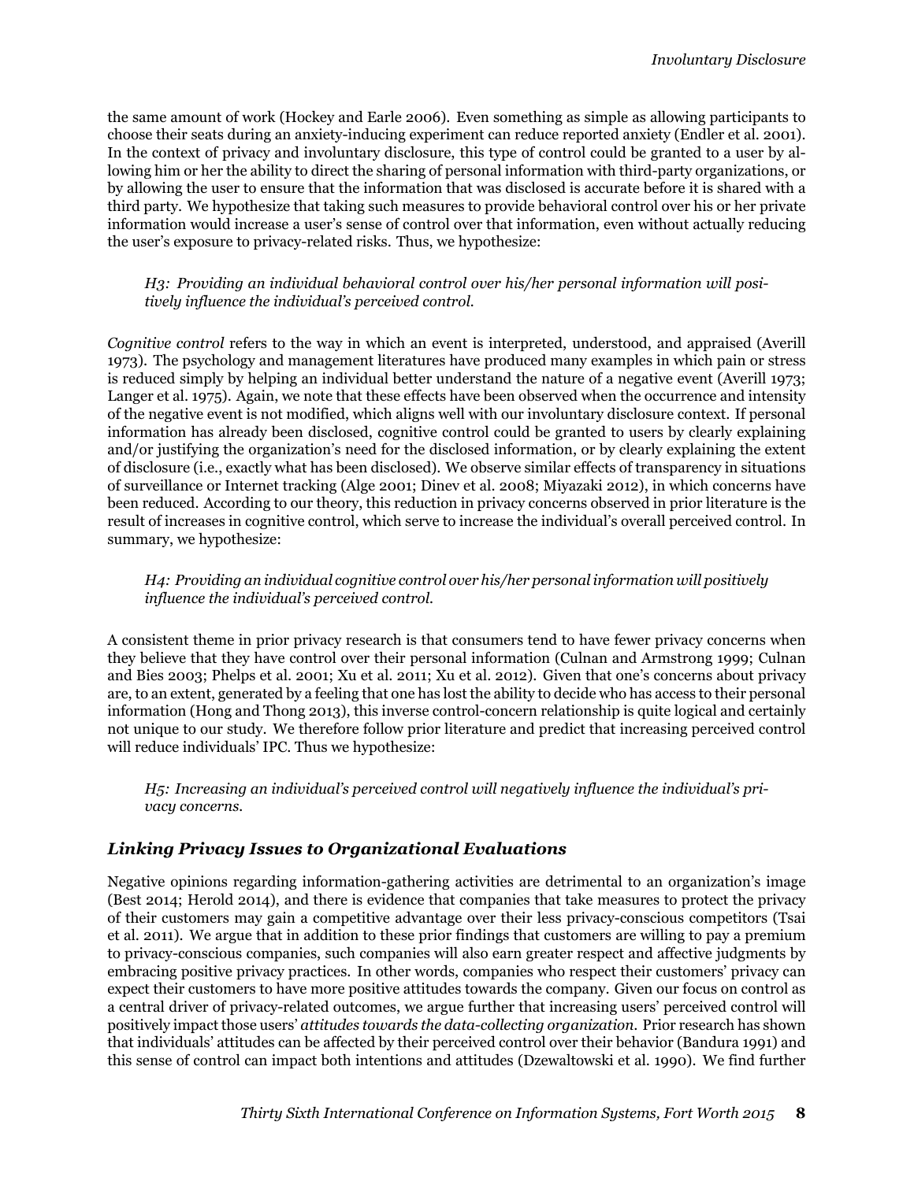the same amount of work (Hockey and Earle 2006). Even something as simple as allowing participants to choose their seats during an anxiety-inducing experiment can reduce reported anxiety (Endler et al. 2001). In the context of privacy and involuntary disclosure, this type of control could be granted to a user by allowing him or her the ability to direct the sharing of personal information with third-party organizations, or by allowing the user to ensure that the information that was disclosed is accurate before it is shared with a third party. We hypothesize that taking such measures to provide behavioral control over his or her private information would increase a user's sense of control over that information, even without actually reducing the user's exposure to privacy-related risks. Thus, we hypothesize:

> *H3: Providing an individual behavioral control over his/her personal information will positively influence the individual's perceived control.*

*Cognitive control* refers to the way in which an event is interpreted, understood, and appraised (Averill 1973). The psychology and management literatures have produced many examples in which pain or stress is reduced simply by helping an individual better understand the nature of a negative event (Averill 1973; Langer et al. 1975). Again, we note that these effects have been observed when the occurrence and intensity of the negative event is not modified, which aligns well with our involuntary disclosure context. If personal information has already been disclosed, cognitive control could be granted to users by clearly explaining and/or justifying the organization's need for the disclosed information, or by clearly explaining the extent of disclosure (i.e., exactly what has been disclosed). We observe similar effects of transparency in situations of surveillance or Internet tracking (Alge 2001; Dinev et al. 2008; Miyazaki 2012), in which concerns have been reduced. According to our theory, this reduction in privacy concerns observed in prior literature is the result of increases in cognitive control, which serve to increase the individual's overall perceived control. In summary, we hypothesize:

> *H4: Providing an individual cognitive control over his/her personal information will positively influence the individual's perceived control.*

A consistent theme in prior privacy research is that consumers tend to have fewer privacy concerns when they believe that they have control over their personal information (Culnan and Armstrong 1999; Culnan and Bies 2003; Phelps et al. 2001; Xu et al. 2011; Xu et al. 2012). Given that one's concerns about privacy are, to an extent, generated by a feeling that one has lost the ability to decide who has access to their personal information (Hong and Thong 2013), this inverse control-concern relationship is quite logical and certainly not unique to our study. We therefore follow prior literature and predict that increasing perceived control will reduce individuals' IPC. Thus we hypothesize:

> *H5: Increasing an individual's perceived control will negatively influence the individual's privacy concerns.*

## *Linking Privacy Issues to Organizational Evaluations*

Negative opinions regarding information-gathering activities are detrimental to an organization's image (Best 2014; Herold 2014), and there is evidence that companies that take measures to protect the privacy of their customers may gain a competitive advantage over their less privacy-conscious competitors (Tsai et al. 2011). We argue that in addition to these prior findings that customers are willing to pay a premium to privacy-conscious companies, such companies will also earn greater respect and affective judgments by embracing positive privacy practices. In other words, companies who respect their customers' privacy can expect their customers to have more positive attitudes towards the company. Given our focus on control as a central driver of privacy-related outcomes, we argue further that increasing users' perceived control will positively impact those users' *attitudes towards the data-collecting organization*. Prior research has shown that individuals' attitudes can be affected by their perceived control over their behavior (Bandura 1991) and this sense of control can impact both intentions and attitudes (Dzewaltowski et al. 1990). We find further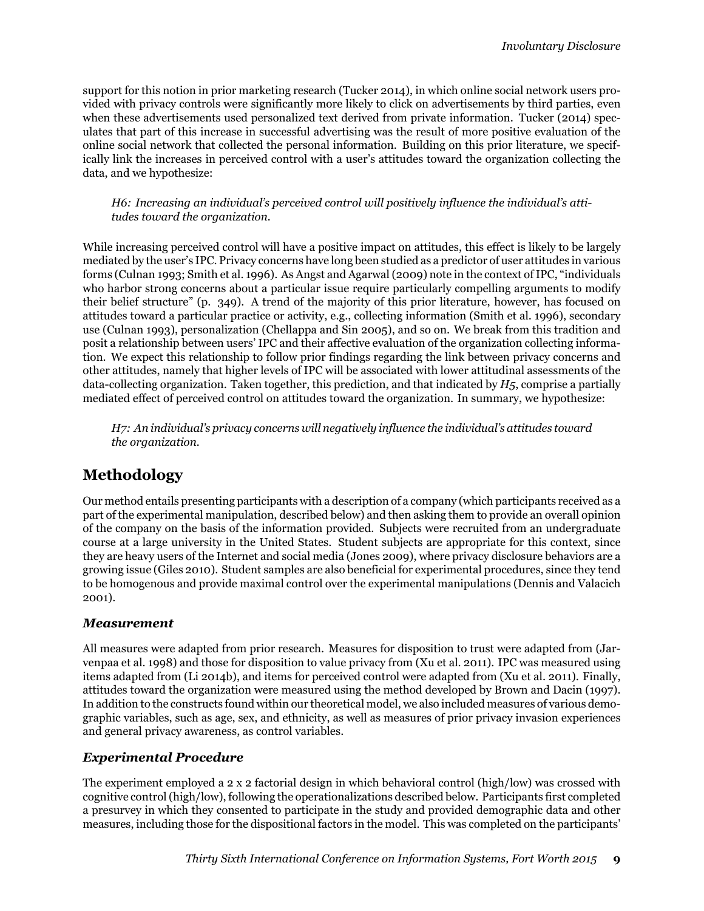support for this notion in prior marketing research (Tucker 2014), in which online social network users provided with privacy controls were significantly more likely to click on advertisements by third parties, even when these advertisements used personalized text derived from private information. Tucker (2014) speculates that part of this increase in successful advertising was the result of more positive evaluation of the online social network that collected the personal information. Building on this prior literature, we specifically link the increases in perceived control with a user's attitudes toward the organization collecting the data, and we hypothesize:

*H6: Increasing an individual's perceived control will positively influence the individual's attitudes toward the organization.*

While increasing perceived control will have a positive impact on attitudes, this effect is likely to be largely mediated by the user's IPC. Privacy concerns have long been studied as a predictor of user attitudes in various forms (Culnan 1993; Smith et al. 1996). As Angst and Agarwal (2009) note in the context of IPC, "individuals who harbor strong concerns about a particular issue require particularly compelling arguments to modify their belief structure" (p. 349). A trend of the majority of this prior literature, however, has focused on attitudes toward a particular practice or activity, e.g., collecting information (Smith et al. 1996), secondary use (Culnan 1993), personalization (Chellappa and Sin 2005), and so on. We break from this tradition and posit a relationship between users' IPC and their affective evaluation of the organization collecting information. We expect this relationship to follow prior findings regarding the link between privacy concerns and other attitudes, namely that higher levels of IPC will be associated with lower attitudinal assessments of the data-collecting organization. Taken together, this prediction, and that indicated by *H5*, comprise a partially mediated effect of perceived control on attitudes toward the organization. In summary, we hypothesize:

*H7: An individual's privacy concerns will negatively influence the individual's attitudes toward the organization.*

## Methodology

Our method entails presenting participants with a description of a company (which participants received as a part of the experimental manipulation, described below) and then asking them to provide an overall opinion of the company on the basis of the information provided. Subjects were recruited from an undergraduate course at a large university in the United States. Student subjects are appropriate for this context, since they are heavy users of the Internet and social media (Jones 2009), where privacy disclosure behaviors are a growing issue (Giles 2010). Student samples are also beneficial for experimental procedures, since they tend to be homogenous and provide maximal control over the experimental manipulations (Dennis and Valacich 2001).

### *Measurement*

All measures were adapted from prior research. Measures for disposition to trust were adapted from (Jarvenpaa et al. 1998) and those for disposition to value privacy from (Xu et al. 2011). IPC was measured using items adapted from (Li 2014b), and items for perceived control were adapted from (Xu et al. 2011). Finally, attitudes toward the organization were measured using the method developed by Brown and Dacin (1997). In addition to the constructs found within our theoretical model, we also included measures of various demographic variables, such as age, sex, and ethnicity, as well as measures of prior privacy invasion experiences and general privacy awareness, as control variables.

### *Experimental Procedure*

The experiment employed a 2 x 2 factorial design in which behavioral control (high/low) was crossed with cognitive control (high/low), following the operationalizations described below. Participants first completed a presurvey in which they consented to participate in the study and provided demographic data and other measures, including those for the dispositional factors in the model. This was completed on the participants'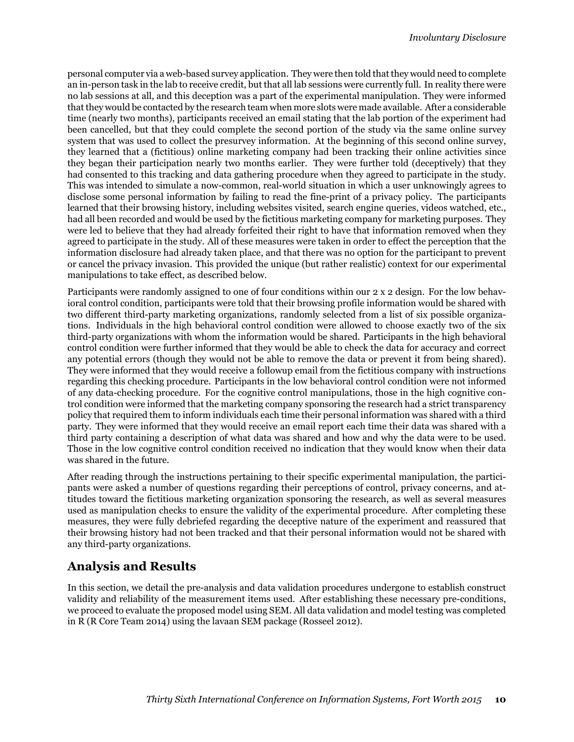personal computer via a web-based survey application. They were then told that they would need to complete an in-person task in the lab to receive credit, but that all lab sessions were currently full. In reality there were no lab sessions at all, and this deception was a part of the experimental manipulation. They were informed that they would be contacted by the research team when more slots were made available. After a considerable time (nearly two months), participants received an email stating that the lab portion of the experiment had been cancelled, but that they could complete the second portion of the study via the same online survey system that was used to collect the presurvey information. At the beginning of this second online survey, they learned that a (fictitious) online marketing company had been tracking their online activities since they began their participation nearly two months earlier. They were further told (deceptively) that they had consented to this tracking and data gathering procedure when they agreed to participate in the study. This was intended to simulate a now-common, real-world situation in which a user unknowingly agrees to disclose some personal information by failing to read the fine-print of a privacy policy. The participants learned that their browsing history, including websites visited, search engine queries, videos watched, etc., had all been recorded and would be used by the fictitious marketing company for marketing purposes. They were led to believe that they had already forfeited their right to have that information removed when they agreed to participate in the study. All of these measures were taken in order to effect the perception that the information disclosure had already taken place, and that there was no option for the participant to prevent or cancel the privacy invasion. This provided the unique (but rather realistic) context for our experimental manipulations to take effect, as described below.

Participants were randomly assigned to one of four conditions within our 2 x 2 design. For the low behavioral control condition, participants were told that their browsing profile information would be shared with two different third-party marketing organizations, randomly selected from a list of six possible organizations. Individuals in the high behavioral control condition were allowed to choose exactly two of the six third-party organizations with whom the information would be shared. Participants in the high behavioral control condition were further informed that they would be able to check the data for accuracy and correct any potential errors (though they would not be able to remove the data or prevent it from being shared). They were informed that they would receive a followup email from the fictitious company with instructions regarding this checking procedure. Participants in the low behavioral control condition were not informed of any data-checking procedure. For the cognitive control manipulations, those in the high cognitive control condition were informed that the marketing company sponsoring the research had a strict transparency policy that required them to inform individuals each time their personal information was shared with a third party. They were informed that they would receive an email report each time their data was shared with a third party containing a description of what data was shared and how and why the data were to be used. Those in the low cognitive control condition received no indication that they would know when their data was shared in the future.

After reading through the instructions pertaining to their specific experimental manipulation, the participants were asked a number of questions regarding their perceptions of control, privacy concerns, and attitudes toward the fictitious marketing organization sponsoring the research, as well as several measures used as manipulation checks to ensure the validity of the experimental procedure. After completing these measures, they were fully debriefed regarding the deceptive nature of the experiment and reassured that their browsing history had not been tracked and that their personal information would not be shared with any third-party organizations.

## Analysis and Results

In this section, we detail the pre-analysis and data validation procedures undergone to establish construct validity and reliability of the measurement items used. After establishing these necessary pre-conditions, we proceed to evaluate the proposed model using SEM. All data validation and model testing was completed in R (R Core Team 2014) using the lavaan SEM package (Rosseel 2012).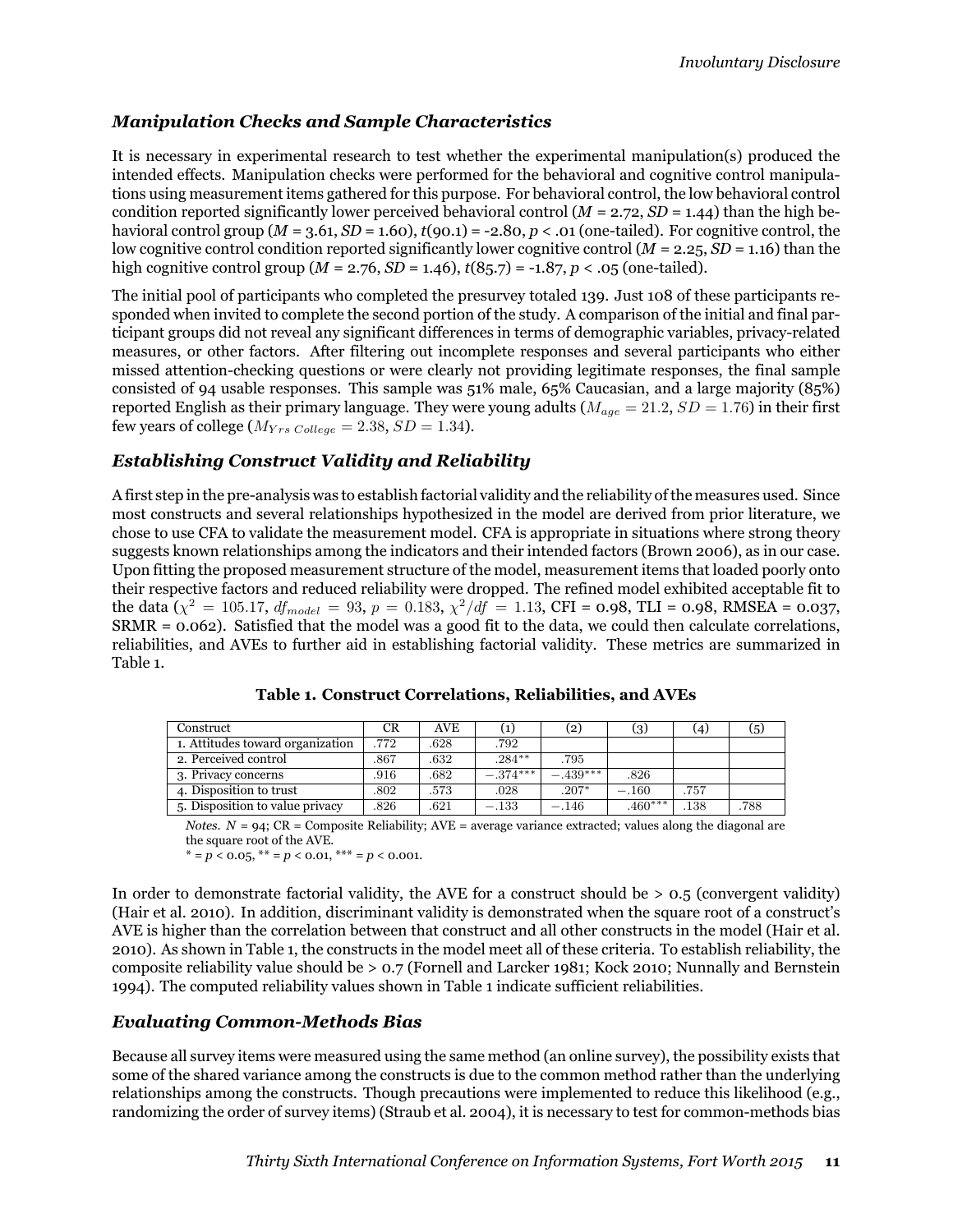### *Manipulation Checks and Sample Characteristics*

It is necessary in experimental research to test whether the experimental manipulation(s) produced the intended effects. Manipulation checks were performed for the behavioral and cognitive control manipulations using measurement items gathered for this purpose. For behavioral control, the low behavioral control condition reported significantly lower perceived behavioral control ($M$ = 2.72, $SD$ = 1.44) than the high behavioral control group ($M$ = 3.61, $SD$ = 1.60), $t(90.1)$ = -2.80, $p$ < .01 (one-tailed). For cognitive control, the low cognitive control condition reported significantly lower cognitive control ($M$ = 2.25, $SD$ = 1.16) than the high cognitive control group ($M$ = 2.76, $SD$ = 1.46), $t(85.7)$ = -1.87, $p$ < .05 (one-tailed).

The initial pool of participants who completed the presurvey totaled 139. Just 108 of these participants responded when invited to complete the second portion of the study. A comparison of the initial and final participant groups did not reveal any significant differences in terms of demographic variables, privacy-related measures, or other factors. After filtering out incomplete responses and several participants who either missed attention-checking questions or were clearly not providing legitimate responses, the final sample consisted of 94 usable responses. This sample was 51% male, 65% Caucasian, and a large majority (85%) reported English as their primary language. They were young adults ($M_{age} = 21.2$, $SD = 1.76$) in their first few years of college ($M_{Yrs\ College} = 2.38$, $SD = 1.34$).

### *Establishing Construct Validity and Reliability*

A first step in the pre-analysis was to establish factorial validity and the reliability of the measures used. Since most constructs and several relationships hypothesized in the model are derived from prior literature, we chose to use CFA to validate the measurement model. CFA is appropriate in situations where strong theory suggests known relationships among the indicators and their intended factors (Brown 2006), as in our case. Upon fitting the proposed measurement structure of the model, measurement items that loaded poorly onto their respective factors and reduced reliability were dropped. The refined model exhibited acceptable fit to the data ($\chi^2 = 105.17$, $df_{model} = 93$, $p = 0.183$, $\chi^2/df = 1.13$, CFI = 0.98, TLI = 0.98, RMSEA = 0.037, SRMR = 0.062). Satisfied that the model was a good fit to the data, we could then calculate correlations, reliabilities, and AVEs to further aid in establishing factorial validity. These metrics are summarized in Table 1.

**Table 1. Construct Correlations, Reliabilities, and AVEs**

| Construct | CR | AVE | (1) | (2) | (3) | (4) | (5) |
|---|---|---|---|---|---|---|---|
| 1. Attitudes toward organization | .772 | .628 | .792 | | | | |
| 2. Perceived control | .867 | .632 | .284** | .795 | | | |
| 3. Privacy concerns | .916 | .682 | −.374*** | −.439*** | .826 | | |
| 4. Disposition to trust | .802 | .573 | .028 | .207* | −.160 | .757 | |
| 5. Disposition to value privacy | .826 | .621 | −.133 | −.146 | .460*** | .138 | .788 |

*Notes.* $N$ = 94; CR = Composite Reliability; AVE = average variance extracted; values along the diagonal are the square root of the AVE.
* = $p$ < 0.05, ** = $p$ < 0.01, *** = $p$ < 0.001.

In order to demonstrate factorial validity, the AVE for a construct should be > 0.5 (convergent validity) (Hair et al. 2010). In addition, discriminant validity is demonstrated when the square root of a construct's AVE is higher than the correlation between that construct and all other constructs in the model (Hair et al. 2010). As shown in Table 1, the constructs in the model meet all of these criteria. To establish reliability, the composite reliability value should be > 0.7 (Fornell and Larcker 1981; Kock 2010; Nunnally and Bernstein 1994). The computed reliability values shown in Table 1 indicate sufficient reliabilities.

### *Evaluating Common-Methods Bias*

Because all survey items were measured using the same method (an online survey), the possibility exists that some of the shared variance among the constructs is due to the common method rather than the underlying relationships among the constructs. Though precautions were implemented to reduce this likelihood (e.g., randomizing the order of survey items) (Straub et al. 2004), it is necessary to test for common-methods bias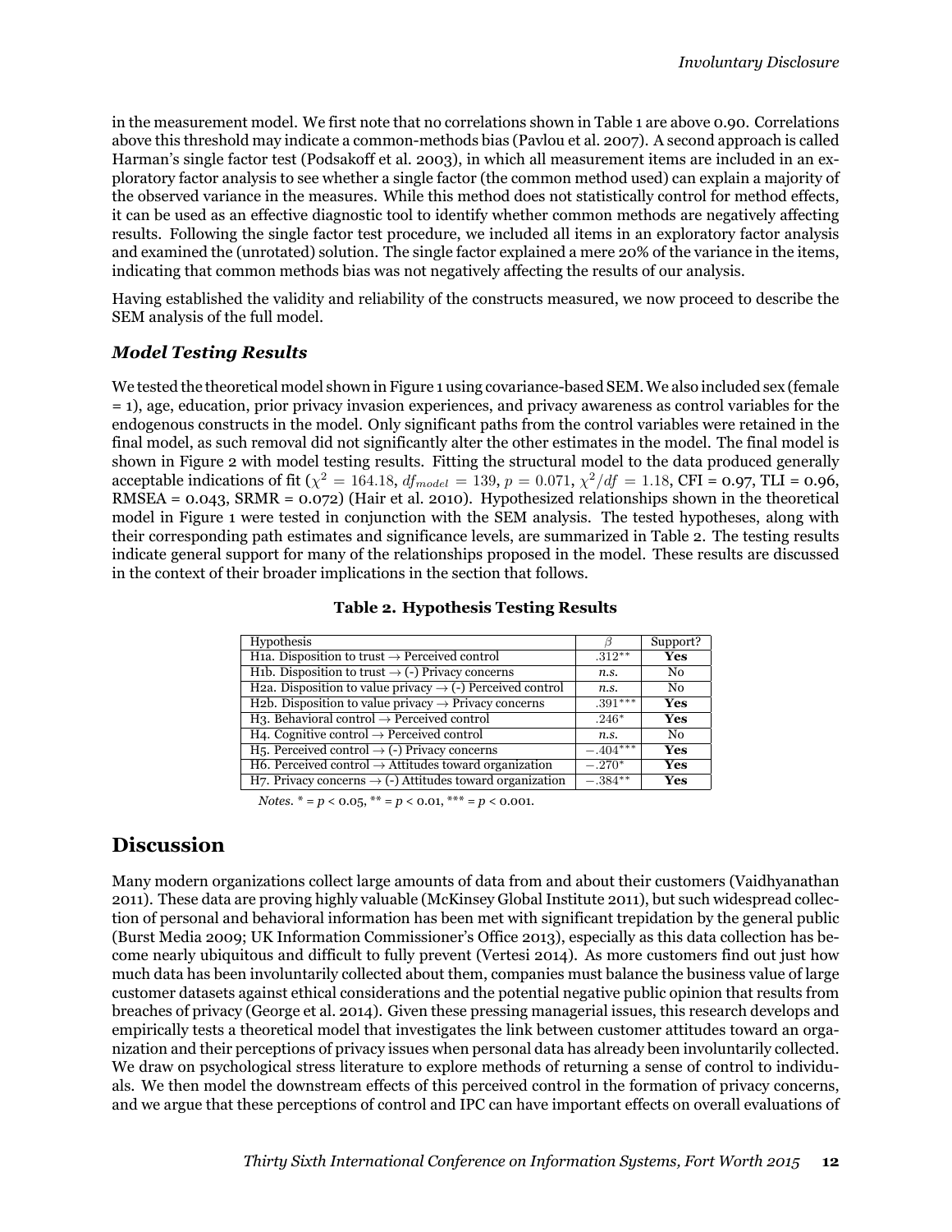in the measurement model. We first note that no correlations shown in Table 1 are above 0.90. Correlations above this threshold may indicate a common-methods bias (Pavlou et al. 2007). A second approach is called Harman's single factor test (Podsakoff et al. 2003), in which all measurement items are included in an exploratory factor analysis to see whether a single factor (the common method used) can explain a majority of the observed variance in the measures. While this method does not statistically control for method effects, it can be used as an effective diagnostic tool to identify whether common methods are negatively affecting results. Following the single factor test procedure, we included all items in an exploratory factor analysis and examined the (unrotated) solution. The single factor explained a mere 20% of the variance in the items, indicating that common methods bias was not negatively affecting the results of our analysis.

Having established the validity and reliability of the constructs measured, we now proceed to describe the SEM analysis of the full model.

### *Model Testing Results*

We tested the theoretical model shown in Figure 1 using covariance-based SEM. We also included sex (female = 1), age, education, prior privacy invasion experiences, and privacy awareness as control variables for the endogenous constructs in the model. Only significant paths from the control variables were retained in the final model, as such removal did not significantly alter the other estimates in the model. The final model is shown in Figure 2 with model testing results. Fitting the structural model to the data produced generally acceptable indications of fit ($\chi^2 = 164.18$, $df_{model} = 139$, $p = 0.071$, $\chi^2/df = 1.18$, CFI = 0.97, TLI = 0.96, RMSEA = 0.043, SRMR = 0.072) (Hair et al. 2010). Hypothesized relationships shown in the theoretical model in Figure 1 were tested in conjunction with the SEM analysis. The tested hypotheses, along with their corresponding path estimates and significance levels, are summarized in Table 2. The testing results indicate general support for many of the relationships proposed in the model. These results are discussed in the context of their broader implications in the section that follows.

**Table 2. Hypothesis Testing Results**

| Hypothesis | $\beta$ | Support? |
|---|---|---|
| H1a. Disposition to trust → Perceived control | $.312^{**}$ | **Yes** |
| H1b. Disposition to trust → (-) Privacy concerns | *n.s.* | No |
| H2a. Disposition to value privacy → (-) Perceived control | *n.s.* | No |
| H2b. Disposition to value privacy → Privacy concerns | $.391^{***}$ | **Yes** |
| H3. Behavioral control → Perceived control | $.246^{*}$ | **Yes** |
| H4. Cognitive control → Perceived control | *n.s.* | No |
| H5. Perceived control → (-) Privacy concerns | $-.404^{***}$ | **Yes** |
| H6. Perceived control → Attitudes toward organization | $-.270^{*}$ | **Yes** |
| H7. Privacy concerns → (-) Attitudes toward organization | $-.384^{**}$ | **Yes** |

*Notes.* * = $p < 0.05$, ** = $p < 0.01$, *** = $p < 0.001$.

## Discussion

Many modern organizations collect large amounts of data from and about their customers (Vaidhyanathan 2011). These data are proving highly valuable (McKinsey Global Institute 2011), but such widespread collection of personal and behavioral information has been met with significant trepidation by the general public (Burst Media 2009; UK Information Commissioner's Office 2013), especially as this data collection has become nearly ubiquitous and difficult to fully prevent (Vertesi 2014). As more customers find out just how much data has been involuntarily collected about them, companies must balance the business value of large customer datasets against ethical considerations and the potential negative public opinion that results from breaches of privacy (George et al. 2014). Given these pressing managerial issues, this research develops and empirically tests a theoretical model that investigates the link between customer attitudes toward an organization and their perceptions of privacy issues when personal data has already been involuntarily collected. We draw on psychological stress literature to explore methods of returning a sense of control to individuals. We then model the downstream effects of this perceived control in the formation of privacy concerns, and we argue that these perceptions of control and IPC can have important effects on overall evaluations of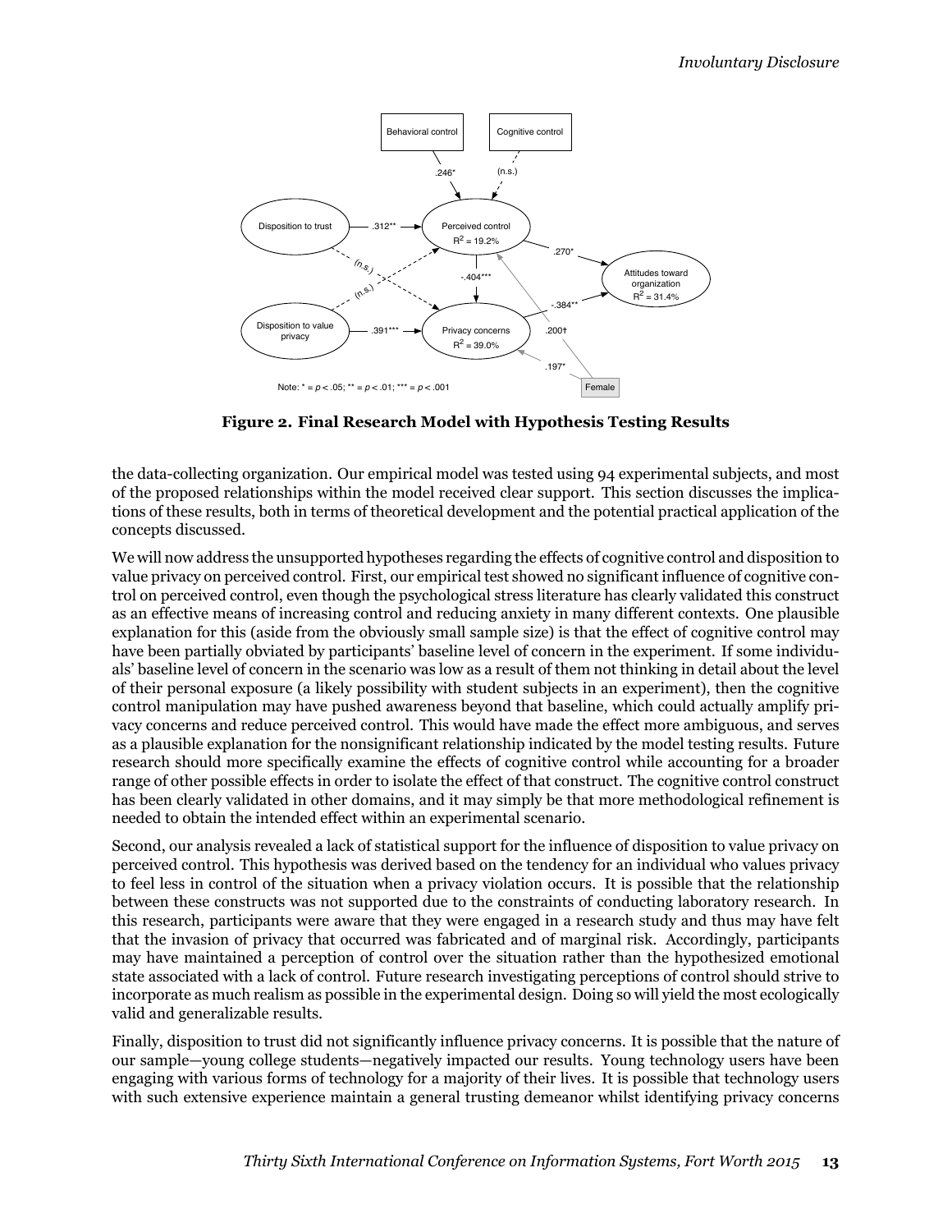**Figure 2. Final Research Model with Hypothesis Testing Results**

the data-collecting organization. Our empirical model was tested using 94 experimental subjects, and most of the proposed relationships within the model received clear support. This section discusses the implications of these results, both in terms of theoretical development and the potential practical application of the concepts discussed.

We will now address the unsupported hypotheses regarding the effects of cognitive control and disposition to value privacy on perceived control. First, our empirical test showed no significant influence of cognitive control on perceived control, even though the psychological stress literature has clearly validated this construct as an effective means of increasing control and reducing anxiety in many different contexts. One plausible explanation for this (aside from the obviously small sample size) is that the effect of cognitive control may have been partially obviated by participants' baseline level of concern in the experiment. If some individuals' baseline level of concern in the scenario was low as a result of them not thinking in detail about the level of their personal exposure (a likely possibility with student subjects in an experiment), then the cognitive control manipulation may have pushed awareness beyond that baseline, which could actually amplify privacy concerns and reduce perceived control. This would have made the effect more ambiguous, and serves as a plausible explanation for the nonsignificant relationship indicated by the model testing results. Future research should more specifically examine the effects of cognitive control while accounting for a broader range of other possible effects in order to isolate the effect of that construct. The cognitive control construct has been clearly validated in other domains, and it may simply be that more methodological refinement is needed to obtain the intended effect within an experimental scenario.

Second, our analysis revealed a lack of statistical support for the influence of disposition to value privacy on perceived control. This hypothesis was derived based on the tendency for an individual who values privacy to feel less in control of the situation when a privacy violation occurs. It is possible that the relationship between these constructs was not supported due to the constraints of conducting laboratory research. In this research, participants were aware that they were engaged in a research study and thus may have felt that the invasion of privacy that occurred was fabricated and of marginal risk. Accordingly, participants may have maintained a perception of control over the situation rather than the hypothesized emotional state associated with a lack of control. Future research investigating perceptions of control should strive to incorporate as much realism as possible in the experimental design. Doing so will yield the most ecologically valid and generalizable results.

Finally, disposition to trust did not significantly influence privacy concerns. It is possible that the nature of our sample—young college students—negatively impacted our results. Young technology users have been engaging with various forms of technology for a majority of their lives. It is possible that technology users with such extensive experience maintain a general trusting demeanor whilst identifying privacy concerns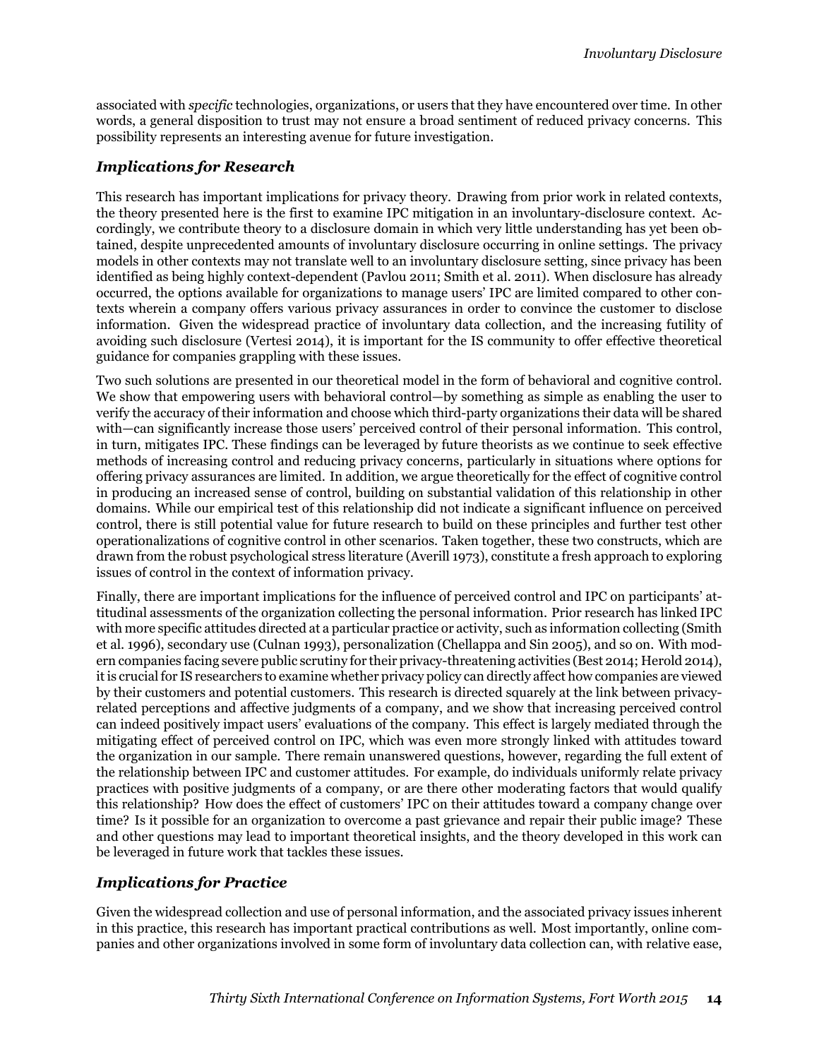associated with *specific* technologies, organizations, or users that they have encountered over time. In other words, a general disposition to trust may not ensure a broad sentiment of reduced privacy concerns. This possibility represents an interesting avenue for future investigation.

### *Implications for Research*

This research has important implications for privacy theory. Drawing from prior work in related contexts, the theory presented here is the first to examine IPC mitigation in an involuntary-disclosure context. Accordingly, we contribute theory to a disclosure domain in which very little understanding has yet been obtained, despite unprecedented amounts of involuntary disclosure occurring in online settings. The privacy models in other contexts may not translate well to an involuntary disclosure setting, since privacy has been identified as being highly context-dependent (Pavlou 2011; Smith et al. 2011). When disclosure has already occurred, the options available for organizations to manage users' IPC are limited compared to other contexts wherein a company offers various privacy assurances in order to convince the customer to disclose information. Given the widespread practice of involuntary data collection, and the increasing futility of avoiding such disclosure (Vertesi 2014), it is important for the IS community to offer effective theoretical guidance for companies grappling with these issues.

Two such solutions are presented in our theoretical model in the form of behavioral and cognitive control. We show that empowering users with behavioral control—by something as simple as enabling the user to verify the accuracy of their information and choose which third-party organizations their data will be shared with—can significantly increase those users' perceived control of their personal information. This control, in turn, mitigates IPC. These findings can be leveraged by future theorists as we continue to seek effective methods of increasing control and reducing privacy concerns, particularly in situations where options for offering privacy assurances are limited. In addition, we argue theoretically for the effect of cognitive control in producing an increased sense of control, building on substantial validation of this relationship in other domains. While our empirical test of this relationship did not indicate a significant influence on perceived control, there is still potential value for future research to build on these principles and further test other operationalizations of cognitive control in other scenarios. Taken together, these two constructs, which are drawn from the robust psychological stress literature (Averill 1973), constitute a fresh approach to exploring issues of control in the context of information privacy.

Finally, there are important implications for the influence of perceived control and IPC on participants' attitudinal assessments of the organization collecting the personal information. Prior research has linked IPC with more specific attitudes directed at a particular practice or activity, such as information collecting (Smith et al. 1996), secondary use (Culnan 1993), personalization (Chellappa and Sin 2005), and so on. With modern companies facing severe public scrutiny for their privacy-threatening activities (Best 2014; Herold 2014), it is crucial for IS researchers to examine whether privacy policy can directly affect how companies are viewed by their customers and potential customers. This research is directed squarely at the link between privacy-related perceptions and affective judgments of a company, and we show that increasing perceived control can indeed positively impact users' evaluations of the company. This effect is largely mediated through the mitigating effect of perceived control on IPC, which was even more strongly linked with attitudes toward the organization in our sample. There remain unanswered questions, however, regarding the full extent of the relationship between IPC and customer attitudes. For example, do individuals uniformly relate privacy practices with positive judgments of a company, or are there other moderating factors that would qualify this relationship? How does the effect of customers' IPC on their attitudes toward a company change over time? Is it possible for an organization to overcome a past grievance and repair their public image? These and other questions may lead to important theoretical insights, and the theory developed in this work can be leveraged in future work that tackles these issues.

### *Implications for Practice*

Given the widespread collection and use of personal information, and the associated privacy issues inherent in this practice, this research has important practical contributions as well. Most importantly, online companies and other organizations involved in some form of involuntary data collection can, with relative ease,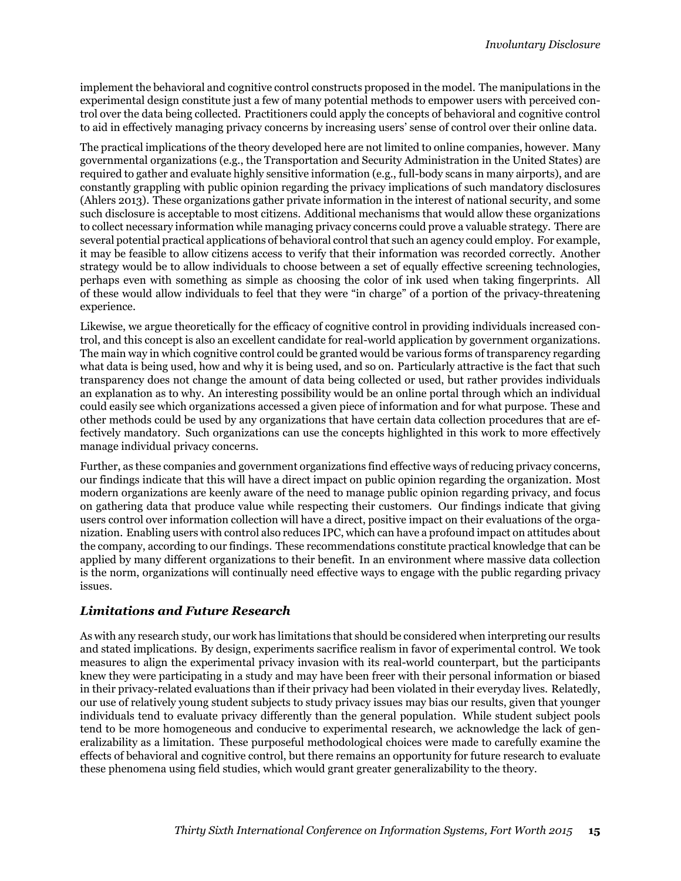implement the behavioral and cognitive control constructs proposed in the model. The manipulations in the experimental design constitute just a few of many potential methods to empower users with perceived control over the data being collected. Practitioners could apply the concepts of behavioral and cognitive control to aid in effectively managing privacy concerns by increasing users' sense of control over their online data.

The practical implications of the theory developed here are not limited to online companies, however. Many governmental organizations (e.g., the Transportation and Security Administration in the United States) are required to gather and evaluate highly sensitive information (e.g., full-body scans in many airports), and are constantly grappling with public opinion regarding the privacy implications of such mandatory disclosures (Ahlers 2013). These organizations gather private information in the interest of national security, and some such disclosure is acceptable to most citizens. Additional mechanisms that would allow these organizations to collect necessary information while managing privacy concerns could prove a valuable strategy. There are several potential practical applications of behavioral control that such an agency could employ. For example, it may be feasible to allow citizens access to verify that their information was recorded correctly. Another strategy would be to allow individuals to choose between a set of equally effective screening technologies, perhaps even with something as simple as choosing the color of ink used when taking fingerprints. All of these would allow individuals to feel that they were "in charge" of a portion of the privacy-threatening experience.

Likewise, we argue theoretically for the efficacy of cognitive control in providing individuals increased control, and this concept is also an excellent candidate for real-world application by government organizations. The main way in which cognitive control could be granted would be various forms of transparency regarding what data is being used, how and why it is being used, and so on. Particularly attractive is the fact that such transparency does not change the amount of data being collected or used, but rather provides individuals an explanation as to why. An interesting possibility would be an online portal through which an individual could easily see which organizations accessed a given piece of information and for what purpose. These and other methods could be used by any organizations that have certain data collection procedures that are effectively mandatory. Such organizations can use the concepts highlighted in this work to more effectively manage individual privacy concerns.

Further, as these companies and government organizations find effective ways of reducing privacy concerns, our findings indicate that this will have a direct impact on public opinion regarding the organization. Most modern organizations are keenly aware of the need to manage public opinion regarding privacy, and focus on gathering data that produce value while respecting their customers. Our findings indicate that giving users control over information collection will have a direct, positive impact on their evaluations of the organization. Enabling users with control also reduces IPC, which can have a profound impact on attitudes about the company, according to our findings. These recommendations constitute practical knowledge that can be applied by many different organizations to their benefit. In an environment where massive data collection is the norm, organizations will continually need effective ways to engage with the public regarding privacy issues.

### *Limitations and Future Research*

As with any research study, our work has limitations that should be considered when interpreting our results and stated implications. By design, experiments sacrifice realism in favor of experimental control. We took measures to align the experimental privacy invasion with its real-world counterpart, but the participants knew they were participating in a study and may have been freer with their personal information or biased in their privacy-related evaluations than if their privacy had been violated in their everyday lives. Relatedly, our use of relatively young student subjects to study privacy issues may bias our results, given that younger individuals tend to evaluate privacy differently than the general population. While student subject pools tend to be more homogeneous and conducive to experimental research, we acknowledge the lack of generalizability as a limitation. These purposeful methodological choices were made to carefully examine the effects of behavioral and cognitive control, but there remains an opportunity for future research to evaluate these phenomena using field studies, which would grant greater generalizability to the theory.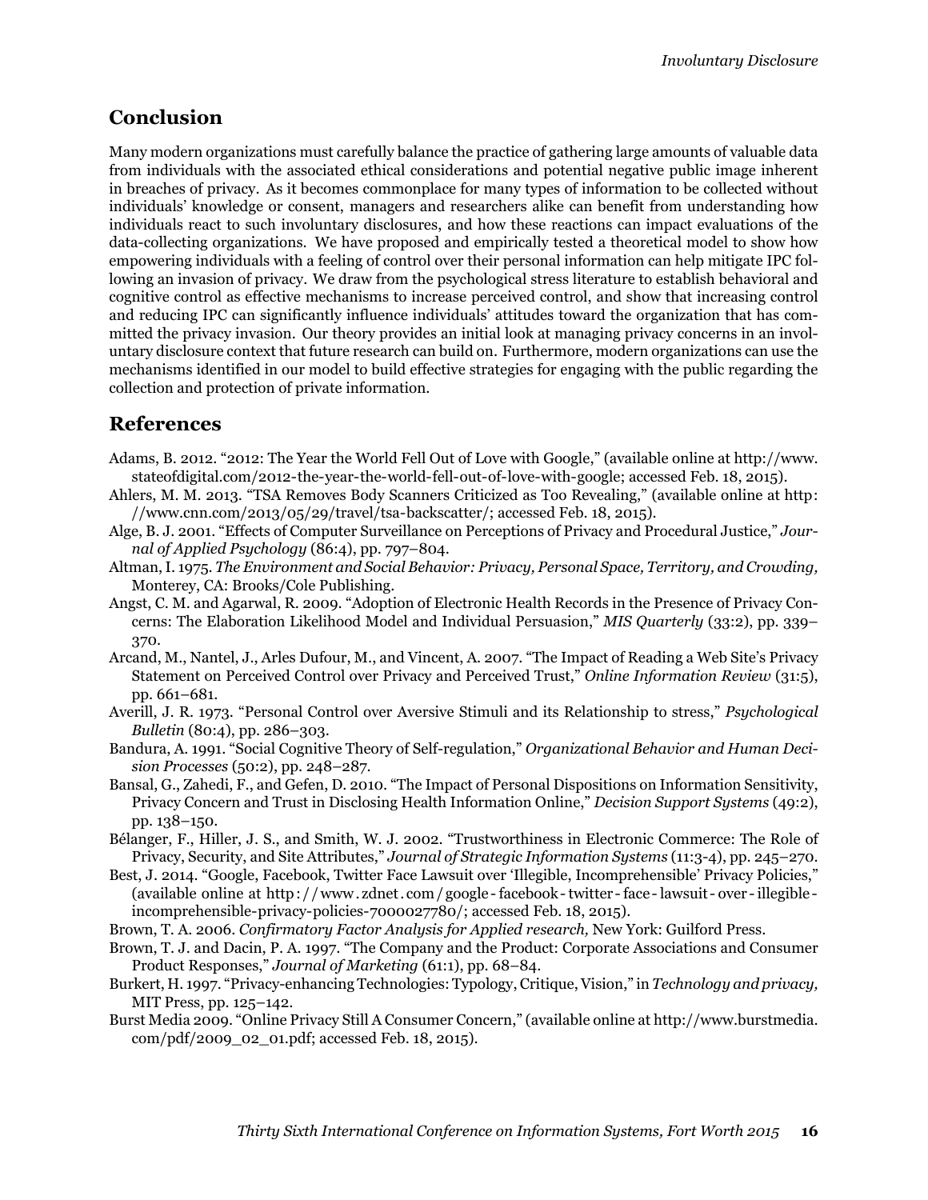## Conclusion

Many modern organizations must carefully balance the practice of gathering large amounts of valuable data from individuals with the associated ethical considerations and potential negative public image inherent in breaches of privacy. As it becomes commonplace for many types of information to be collected without individuals' knowledge or consent, managers and researchers alike can benefit from understanding how individuals react to such involuntary disclosures, and how these reactions can impact evaluations of the data-collecting organizations. We have proposed and empirically tested a theoretical model to show how empowering individuals with a feeling of control over their personal information can help mitigate IPC following an invasion of privacy. We draw from the psychological stress literature to establish behavioral and cognitive control as effective mechanisms to increase perceived control, and show that increasing control and reducing IPC can significantly influence individuals' attitudes toward the organization that has committed the privacy invasion. Our theory provides an initial look at managing privacy concerns in an involuntary disclosure context that future research can build on. Furthermore, modern organizations can use the mechanisms identified in our model to build effective strategies for engaging with the public regarding the collection and protection of private information.

## References

Adams, B. 2012. "2012: The Year the World Fell Out of Love with Google," (available online at http://www.stateofdigital.com/2012-the-year-the-world-fell-out-of-love-with-google; accessed Feb. 18, 2015).

Ahlers, M. M. 2013. "TSA Removes Body Scanners Criticized as Too Revealing," (available online at http://www.cnn.com/2013/05/29/travel/tsa-backscatter/; accessed Feb. 18, 2015).

Alge, B. J. 2001. "Effects of Computer Surveillance on Perceptions of Privacy and Procedural Justice," *Journal of Applied Psychology* (86:4), pp. 797–804.

Altman, I. 1975. *The Environment and Social Behavior: Privacy, Personal Space, Territory, and Crowding,* Monterey, CA: Brooks/Cole Publishing.

Angst, C. M. and Agarwal, R. 2009. "Adoption of Electronic Health Records in the Presence of Privacy Concerns: The Elaboration Likelihood Model and Individual Persuasion," *MIS Quarterly* (33:2), pp. 339–370.

Arcand, M., Nantel, J., Arles Dufour, M., and Vincent, A. 2007. "The Impact of Reading a Web Site's Privacy Statement on Perceived Control over Privacy and Perceived Trust," *Online Information Review* (31:5), pp. 661–681.

Averill, J. R. 1973. "Personal Control over Aversive Stimuli and its Relationship to stress," *Psychological Bulletin* (80:4), pp. 286–303.

Bandura, A. 1991. "Social Cognitive Theory of Self-regulation," *Organizational Behavior and Human Decision Processes* (50:2), pp. 248–287.

Bansal, G., Zahedi, F., and Gefen, D. 2010. "The Impact of Personal Dispositions on Information Sensitivity, Privacy Concern and Trust in Disclosing Health Information Online," *Decision Support Systems* (49:2), pp. 138–150.

Bélanger, F., Hiller, J. S., and Smith, W. J. 2002. "Trustworthiness in Electronic Commerce: The Role of Privacy, Security, and Site Attributes," *Journal of Strategic Information Systems* (11:3-4), pp. 245–270.

Best, J. 2014. "Google, Facebook, Twitter Face Lawsuit over 'Illegible, Incomprehensible' Privacy Policies," (available online at http://www.zdnet.com/google-facebook-twitter-face-lawsuit-over-illegible-incomprehensible-privacy-policies-7000027780/; accessed Feb. 18, 2015).

Brown, T. A. 2006. *Confirmatory Factor Analysis for Applied research,* New York: Guilford Press.

Brown, T. J. and Dacin, P. A. 1997. "The Company and the Product: Corporate Associations and Consumer Product Responses," *Journal of Marketing* (61:1), pp. 68–84.

Burkert, H. 1997. "Privacy-enhancing Technologies: Typology, Critique, Vision," in *Technology and privacy,* MIT Press, pp. 125–142.

Burst Media 2009. "Online Privacy Still A Consumer Concern," (available online at http://www.burstmedia.com/pdf/2009_02_01.pdf; accessed Feb. 18, 2015).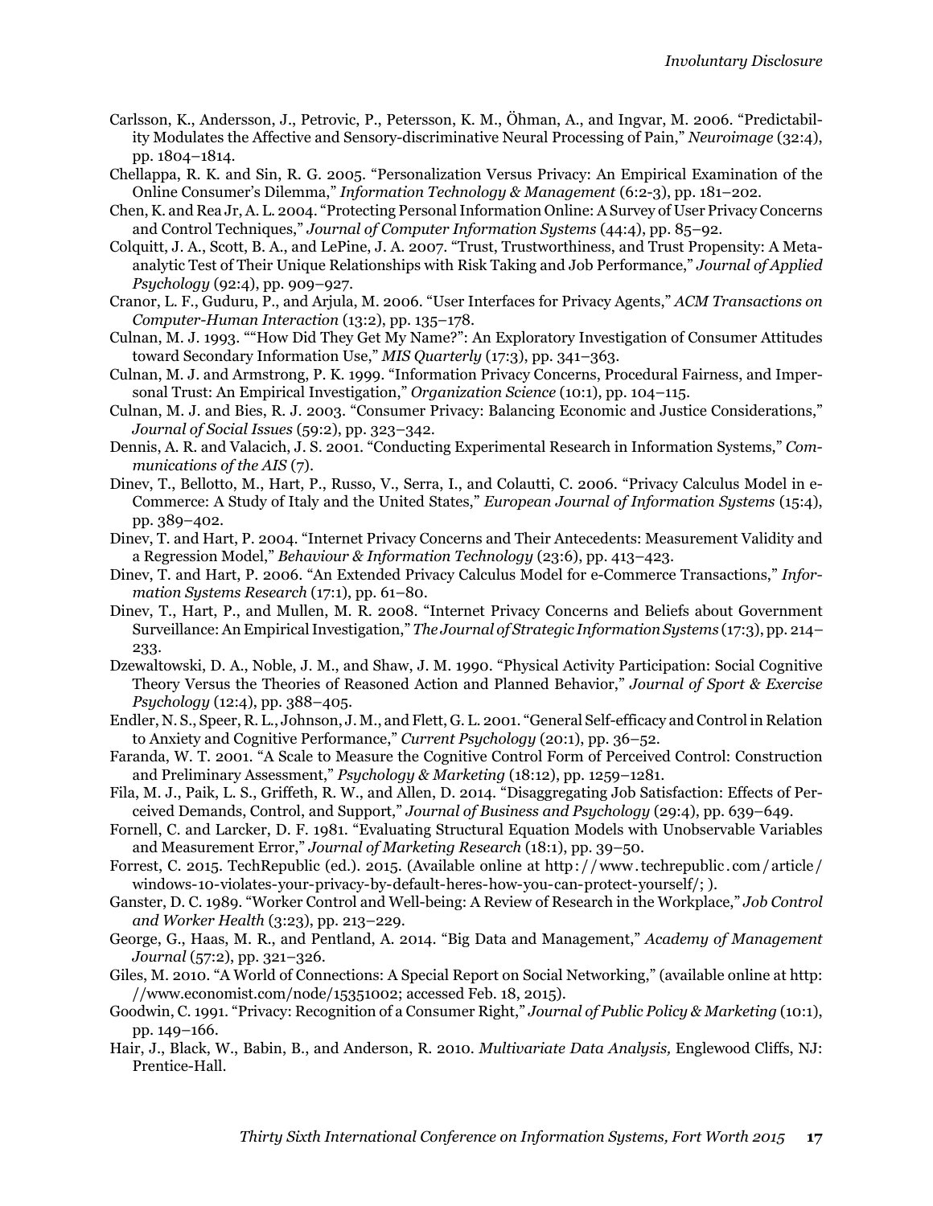Carlsson, K., Andersson, J., Petrovic, P., Petersson, K. M., Öhman, A., and Ingvar, M. 2006. "Predictability Modulates the Affective and Sensory-discriminative Neural Processing of Pain," *Neuroimage* (32:4), pp. 1804–1814.

Chellappa, R. K. and Sin, R. G. 2005. "Personalization Versus Privacy: An Empirical Examination of the Online Consumer's Dilemma," *Information Technology & Management* (6:2-3), pp. 181–202.

Chen, K. and Rea Jr, A. L. 2004. "Protecting Personal Information Online: A Survey of User Privacy Concerns and Control Techniques," *Journal of Computer Information Systems* (44:4), pp. 85–92.

Colquitt, J. A., Scott, B. A., and LePine, J. A. 2007. "Trust, Trustworthiness, and Trust Propensity: A Meta-analytic Test of Their Unique Relationships with Risk Taking and Job Performance," *Journal of Applied Psychology* (92:4), pp. 909–927.

Cranor, L. F., Guduru, P., and Arjula, M. 2006. "User Interfaces for Privacy Agents," *ACM Transactions on Computer-Human Interaction* (13:2), pp. 135–178.

Culnan, M. J. 1993. ""How Did They Get My Name?": An Exploratory Investigation of Consumer Attitudes toward Secondary Information Use," *MIS Quarterly* (17:3), pp. 341–363.

Culnan, M. J. and Armstrong, P. K. 1999. "Information Privacy Concerns, Procedural Fairness, and Impersonal Trust: An Empirical Investigation," *Organization Science* (10:1), pp. 104–115.

Culnan, M. J. and Bies, R. J. 2003. "Consumer Privacy: Balancing Economic and Justice Considerations," *Journal of Social Issues* (59:2), pp. 323–342.

Dennis, A. R. and Valacich, J. S. 2001. "Conducting Experimental Research in Information Systems," *Communications of the AIS* (7).

Dinev, T., Bellotto, M., Hart, P., Russo, V., Serra, I., and Colautti, C. 2006. "Privacy Calculus Model in e-Commerce: A Study of Italy and the United States," *European Journal of Information Systems* (15:4), pp. 389–402.

Dinev, T. and Hart, P. 2004. "Internet Privacy Concerns and Their Antecedents: Measurement Validity and a Regression Model," *Behaviour & Information Technology* (23:6), pp. 413–423.

Dinev, T. and Hart, P. 2006. "An Extended Privacy Calculus Model for e-Commerce Transactions," *Information Systems Research* (17:1), pp. 61–80.

Dinev, T., Hart, P., and Mullen, M. R. 2008. "Internet Privacy Concerns and Beliefs about Government Surveillance: An Empirical Investigation," *The Journal of Strategic Information Systems* (17:3), pp. 214–233.

Dzewaltowski, D. A., Noble, J. M., and Shaw, J. M. 1990. "Physical Activity Participation: Social Cognitive Theory Versus the Theories of Reasoned Action and Planned Behavior," *Journal of Sport & Exercise Psychology* (12:4), pp. 388–405.

Endler, N. S., Speer, R. L., Johnson, J. M., and Flett, G. L. 2001. "General Self-efficacy and Control in Relation to Anxiety and Cognitive Performance," *Current Psychology* (20:1), pp. 36–52.

Faranda, W. T. 2001. "A Scale to Measure the Cognitive Control Form of Perceived Control: Construction and Preliminary Assessment," *Psychology & Marketing* (18:12), pp. 1259–1281.

Fila, M. J., Paik, L. S., Griffeth, R. W., and Allen, D. 2014. "Disaggregating Job Satisfaction: Effects of Perceived Demands, Control, and Support," *Journal of Business and Psychology* (29:4), pp. 639–649.

Fornell, C. and Larcker, D. F. 1981. "Evaluating Structural Equation Models with Unobservable Variables and Measurement Error," *Journal of Marketing Research* (18:1), pp. 39–50.

Forrest, C. 2015. TechRepublic (ed.). 2015. (Available online at http://www.techrepublic.com/article/windows-10-violates-your-privacy-by-default-heres-how-you-can-protect-yourself/; ).

Ganster, D. C. 1989. "Worker Control and Well-being: A Review of Research in the Workplace," *Job Control and Worker Health* (3:23), pp. 213–229.

George, G., Haas, M. R., and Pentland, A. 2014. "Big Data and Management," *Academy of Management Journal* (57:2), pp. 321–326.

Giles, M. 2010. "A World of Connections: A Special Report on Social Networking," (available online at http://www.economist.com/node/15351002; accessed Feb. 18, 2015).

Goodwin, C. 1991. "Privacy: Recognition of a Consumer Right," *Journal of Public Policy & Marketing* (10:1), pp. 149–166.

Hair, J., Black, W., Babin, B., and Anderson, R. 2010. *Multivariate Data Analysis,* Englewood Cliffs, NJ: Prentice-Hall.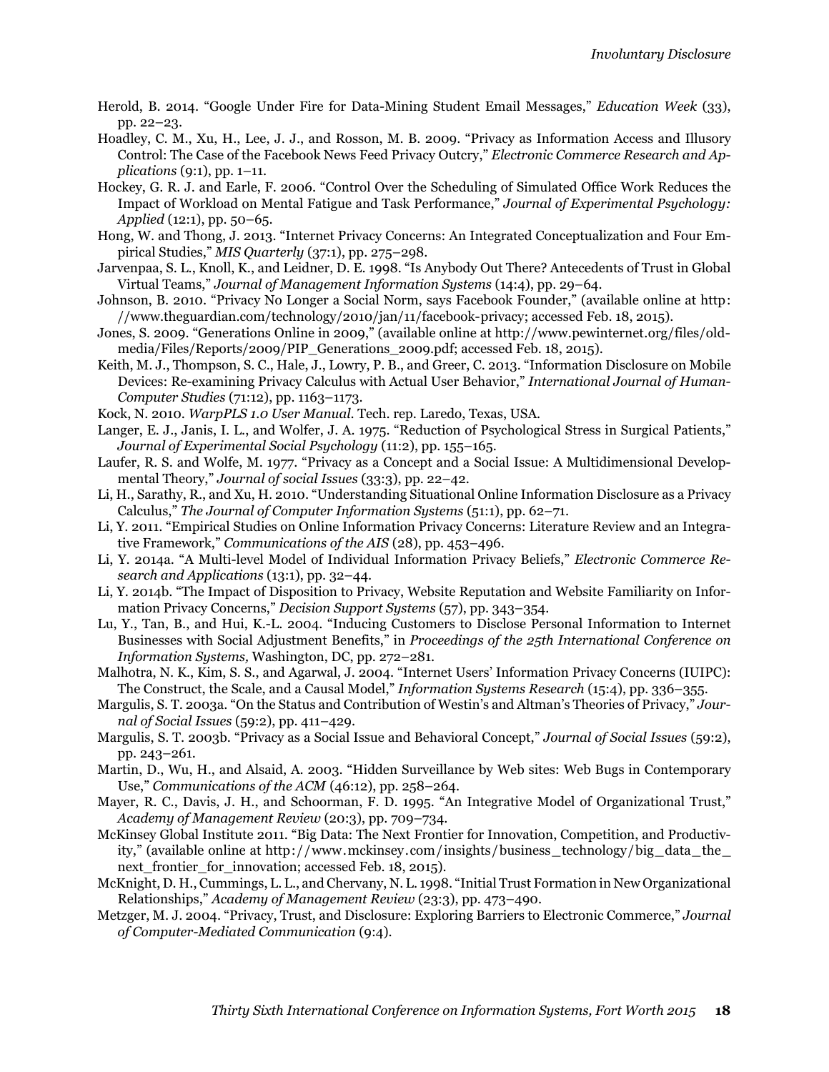Herold, B. 2014. "Google Under Fire for Data-Mining Student Email Messages," *Education Week* (33), pp. 22–23.

Hoadley, C. M., Xu, H., Lee, J. J., and Rosson, M. B. 2009. "Privacy as Information Access and Illusory Control: The Case of the Facebook News Feed Privacy Outcry," *Electronic Commerce Research and Applications* (9:1), pp. 1–11.

Hockey, G. R. J. and Earle, F. 2006. "Control Over the Scheduling of Simulated Office Work Reduces the Impact of Workload on Mental Fatigue and Task Performance," *Journal of Experimental Psychology: Applied* (12:1), pp. 50–65.

Hong, W. and Thong, J. 2013. "Internet Privacy Concerns: An Integrated Conceptualization and Four Empirical Studies," *MIS Quarterly* (37:1), pp. 275–298.

Jarvenpaa, S. L., Knoll, K., and Leidner, D. E. 1998. "Is Anybody Out There? Antecedents of Trust in Global Virtual Teams," *Journal of Management Information Systems* (14:4), pp. 29–64.

Johnson, B. 2010. "Privacy No Longer a Social Norm, says Facebook Founder," (available online at http://www.theguardian.com/technology/2010/jan/11/facebook-privacy; accessed Feb. 18, 2015).

Jones, S. 2009. "Generations Online in 2009," (available online at http://www.pewinternet.org/files/old-media/Files/Reports/2009/PIP_Generations_2009.pdf; accessed Feb. 18, 2015).

Keith, M. J., Thompson, S. C., Hale, J., Lowry, P. B., and Greer, C. 2013. "Information Disclosure on Mobile Devices: Re-examining Privacy Calculus with Actual User Behavior," *International Journal of Human-Computer Studies* (71:12), pp. 1163–1173.

Kock, N. 2010. *WarpPLS 1.0 User Manual*. Tech. rep. Laredo, Texas, USA.

Langer, E. J., Janis, I. L., and Wolfer, J. A. 1975. "Reduction of Psychological Stress in Surgical Patients," *Journal of Experimental Social Psychology* (11:2), pp. 155–165.

Laufer, R. S. and Wolfe, M. 1977. "Privacy as a Concept and a Social Issue: A Multidimensional Developmental Theory," *Journal of social Issues* (33:3), pp. 22–42.

Li, H., Sarathy, R., and Xu, H. 2010. "Understanding Situational Online Information Disclosure as a Privacy Calculus," *The Journal of Computer Information Systems* (51:1), pp. 62–71.

Li, Y. 2011. "Empirical Studies on Online Information Privacy Concerns: Literature Review and an Integrative Framework," *Communications of the AIS* (28), pp. 453–496.

Li, Y. 2014a. "A Multi-level Model of Individual Information Privacy Beliefs," *Electronic Commerce Research and Applications* (13:1), pp. 32–44.

Li, Y. 2014b. "The Impact of Disposition to Privacy, Website Reputation and Website Familiarity on Information Privacy Concerns," *Decision Support Systems* (57), pp. 343–354.

Lu, Y., Tan, B., and Hui, K.-L. 2004. "Inducing Customers to Disclose Personal Information to Internet Businesses with Social Adjustment Benefits," in *Proceedings of the 25th International Conference on Information Systems,* Washington, DC, pp. 272–281.

Malhotra, N. K., Kim, S. S., and Agarwal, J. 2004. "Internet Users' Information Privacy Concerns (IUIPC): The Construct, the Scale, and a Causal Model," *Information Systems Research* (15:4), pp. 336–355.

Margulis, S. T. 2003a. "On the Status and Contribution of Westin's and Altman's Theories of Privacy," *Journal of Social Issues* (59:2), pp. 411–429.

Margulis, S. T. 2003b. "Privacy as a Social Issue and Behavioral Concept," *Journal of Social Issues* (59:2), pp. 243–261.

Martin, D., Wu, H., and Alsaid, A. 2003. "Hidden Surveillance by Web sites: Web Bugs in Contemporary Use," *Communications of the ACM* (46:12), pp. 258–264.

Mayer, R. C., Davis, J. H., and Schoorman, F. D. 1995. "An Integrative Model of Organizational Trust," *Academy of Management Review* (20:3), pp. 709–734.

McKinsey Global Institute 2011. "Big Data: The Next Frontier for Innovation, Competition, and Productivity," (available online at http://www.mckinsey.com/insights/business_technology/big_data_the_next_frontier_for_innovation; accessed Feb. 18, 2015).

McKnight, D. H., Cummings, L. L., and Chervany, N. L. 1998. "Initial Trust Formation in New Organizational Relationships," *Academy of Management Review* (23:3), pp. 473–490.

Metzger, M. J. 2004. "Privacy, Trust, and Disclosure: Exploring Barriers to Electronic Commerce," *Journal of Computer-Mediated Communication* (9:4).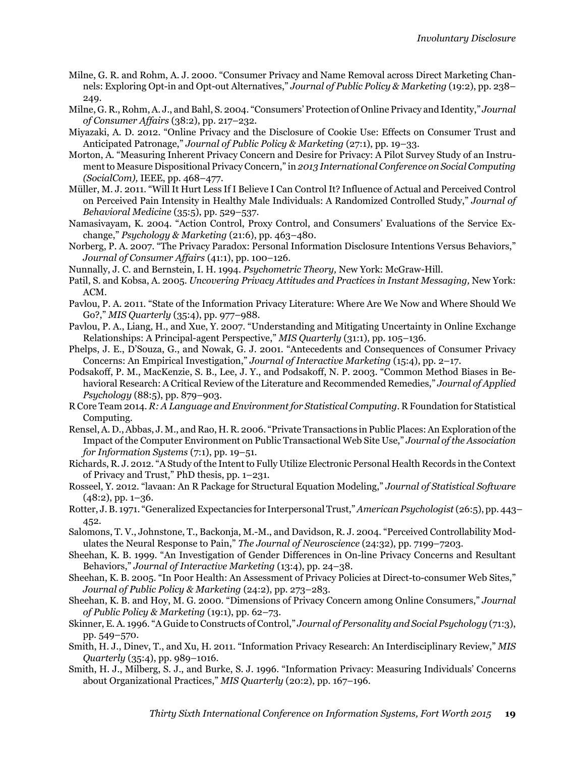Milne, G. R. and Rohm, A. J. 2000. "Consumer Privacy and Name Removal across Direct Marketing Channels: Exploring Opt-in and Opt-out Alternatives," *Journal of Public Policy & Marketing* (19:2), pp. 238–249.

Milne, G. R., Rohm, A. J., and Bahl, S. 2004. "Consumers' Protection of Online Privacy and Identity," *Journal of Consumer Affairs* (38:2), pp. 217–232.

Miyazaki, A. D. 2012. "Online Privacy and the Disclosure of Cookie Use: Effects on Consumer Trust and Anticipated Patronage," *Journal of Public Policy & Marketing* (27:1), pp. 19–33.

Morton, A. "Measuring Inherent Privacy Concern and Desire for Privacy: A Pilot Survey Study of an Instrument to Measure Dispositional Privacy Concern," in *2013 International Conference on Social Computing (SocialCom),* IEEE, pp. 468–477.

Müller, M. J. 2011. "Will It Hurt Less If I Believe I Can Control It? Influence of Actual and Perceived Control on Perceived Pain Intensity in Healthy Male Individuals: A Randomized Controlled Study," *Journal of Behavioral Medicine* (35:5), pp. 529–537.

Namasivayam, K. 2004. "Action Control, Proxy Control, and Consumers' Evaluations of the Service Exchange," *Psychology & Marketing* (21:6), pp. 463–480.

Norberg, P. A. 2007. "The Privacy Paradox: Personal Information Disclosure Intentions Versus Behaviors," *Journal of Consumer Affairs* (41:1), pp. 100–126.

Nunnally, J. C. and Bernstein, I. H. 1994. *Psychometric Theory,* New York: McGraw-Hill.

Patil, S. and Kobsa, A. 2005. *Uncovering Privacy Attitudes and Practices in Instant Messaging,* New York: ACM.

Pavlou, P. A. 2011. "State of the Information Privacy Literature: Where Are We Now and Where Should We Go?," *MIS Quarterly* (35:4), pp. 977–988.

Pavlou, P. A., Liang, H., and Xue, Y. 2007. "Understanding and Mitigating Uncertainty in Online Exchange Relationships: A Principal-agent Perspective," *MIS Quarterly* (31:1), pp. 105–136.

Phelps, J. E., D'Souza, G., and Nowak, G. J. 2001. "Antecedents and Consequences of Consumer Privacy Concerns: An Empirical Investigation," *Journal of Interactive Marketing* (15:4), pp. 2–17.

Podsakoff, P. M., MacKenzie, S. B., Lee, J. Y., and Podsakoff, N. P. 2003. "Common Method Biases in Behavioral Research: A Critical Review of the Literature and Recommended Remedies," *Journal of Applied Psychology* (88:5), pp. 879–903.

R Core Team 2014. *R: A Language and Environment for Statistical Computing*. R Foundation for Statistical Computing.

Rensel, A. D., Abbas, J. M., and Rao, H. R. 2006. "Private Transactions in Public Places: An Exploration of the Impact of the Computer Environment on Public Transactional Web Site Use," *Journal of the Association for Information Systems* (7:1), pp. 19–51.

Richards, R. J. 2012. "A Study of the Intent to Fully Utilize Electronic Personal Health Records in the Context of Privacy and Trust," PhD thesis, pp. 1–231.

Rosseel, Y. 2012. "lavaan: An R Package for Structural Equation Modeling," *Journal of Statistical Software* (48:2), pp. 1–36.

Rotter, J. B. 1971. "Generalized Expectancies for Interpersonal Trust," *American Psychologist* (26:5), pp. 443–452.

Salomons, T. V., Johnstone, T., Backonja, M.-M., and Davidson, R. J. 2004. "Perceived Controllability Modulates the Neural Response to Pain," *The Journal of Neuroscience* (24:32), pp. 7199–7203.

Sheehan, K. B. 1999. "An Investigation of Gender Differences in On-line Privacy Concerns and Resultant Behaviors," *Journal of Interactive Marketing* (13:4), pp. 24–38.

Sheehan, K. B. 2005. "In Poor Health: An Assessment of Privacy Policies at Direct-to-consumer Web Sites," *Journal of Public Policy & Marketing* (24:2), pp. 273–283.

Sheehan, K. B. and Hoy, M. G. 2000. "Dimensions of Privacy Concern among Online Consumers," *Journal of Public Policy & Marketing* (19:1), pp. 62–73.

Skinner, E. A. 1996. "A Guide to Constructs of Control," *Journal of Personality and Social Psychology* (71:3), pp. 549–570.

Smith, H. J., Dinev, T., and Xu, H. 2011. "Information Privacy Research: An Interdisciplinary Review," *MIS Quarterly* (35:4), pp. 989–1016.

Smith, H. J., Milberg, S. J., and Burke, S. J. 1996. "Information Privacy: Measuring Individuals' Concerns about Organizational Practices," *MIS Quarterly* (20:2), pp. 167–196.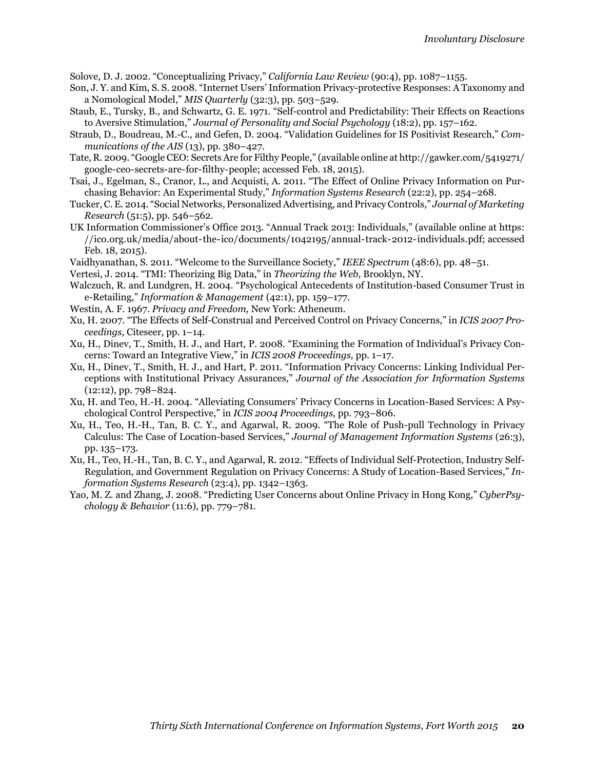Solove, D. J. 2002. "Conceptualizing Privacy," *California Law Review* (90:4), pp. 1087–1155.

Son, J. Y. and Kim, S. S. 2008. "Internet Users' Information Privacy-protective Responses: A Taxonomy and a Nomological Model," *MIS Quarterly* (32:3), pp. 503–529.

Staub, E., Tursky, B., and Schwartz, G. E. 1971. "Self-control and Predictability: Their Effects on Reactions to Aversive Stimulation," *Journal of Personality and Social Psychology* (18:2), pp. 157–162.

Straub, D., Boudreau, M.-C., and Gefen, D. 2004. "Validation Guidelines for IS Positivist Research," *Communications of the AIS* (13), pp. 380–427.

Tate, R. 2009. "Google CEO: Secrets Are for Filthy People," (available online at http://gawker.com/5419271/google-ceo-secrets-are-for-filthy-people; accessed Feb. 18, 2015).

Tsai, J., Egelman, S., Cranor, L., and Acquisti, A. 2011. "The Effect of Online Privacy Information on Purchasing Behavior: An Experimental Study," *Information Systems Research* (22:2), pp. 254–268.

Tucker, C. E. 2014. "Social Networks, Personalized Advertising, and Privacy Controls," *Journal of Marketing Research* (51:5), pp. 546–562.

UK Information Commissioner's Office 2013. "Annual Track 2013: Individuals," (available online at https://ico.org.uk/media/about-the-ico/documents/1042195/annual-track-2012-individuals.pdf; accessed Feb. 18, 2015).

Vaidhyanathan, S. 2011. "Welcome to the Surveillance Society," *IEEE Spectrum* (48:6), pp. 48–51.

Vertesi, J. 2014. "TMI: Theorizing Big Data," in *Theorizing the Web,* Brooklyn, NY.

Walczuch, R. and Lundgren, H. 2004. "Psychological Antecedents of Institution-based Consumer Trust in e-Retailing," *Information & Management* (42:1), pp. 159–177.

Westin, A. F. 1967. *Privacy and Freedom,* New York: Atheneum.

Xu, H. 2007. "The Effects of Self-Construal and Perceived Control on Privacy Concerns," in *ICIS 2007 Proceedings,* Citeseer, pp. 1–14.

Xu, H., Dinev, T., Smith, H. J., and Hart, P. 2008. "Examining the Formation of Individual's Privacy Concerns: Toward an Integrative View," in *ICIS 2008 Proceedings,* pp. 1–17.

Xu, H., Dinev, T., Smith, H. J., and Hart, P. 2011. "Information Privacy Concerns: Linking Individual Perceptions with Institutional Privacy Assurances," *Journal of the Association for Information Systems* (12:12), pp. 798–824.

Xu, H. and Teo, H.-H. 2004. "Alleviating Consumers' Privacy Concerns in Location-Based Services: A Psychological Control Perspective," in *ICIS 2004 Proceedings,* pp. 793–806.

Xu, H., Teo, H.-H., Tan, B. C. Y., and Agarwal, R. 2009. "The Role of Push-pull Technology in Privacy Calculus: The Case of Location-based Services," *Journal of Management Information Systems* (26:3), pp. 135–173.

Xu, H., Teo, H.-H., Tan, B. C. Y., and Agarwal, R. 2012. "Effects of Individual Self-Protection, Industry Self-Regulation, and Government Regulation on Privacy Concerns: A Study of Location-Based Services," *Information Systems Research* (23:4), pp. 1342–1363.

Yao, M. Z. and Zhang, J. 2008. "Predicting User Concerns about Online Privacy in Hong Kong," *CyberPsychology & Behavior* (11:6), pp. 779–781.